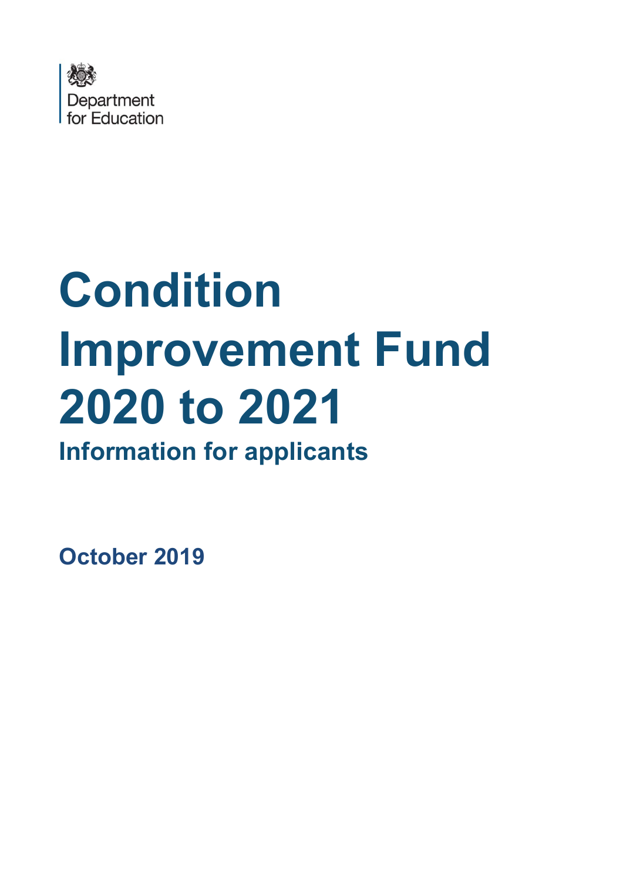Department for Education

# Condition Improvement Fund 2020 to 2021

## Information for applicants

**October 2019**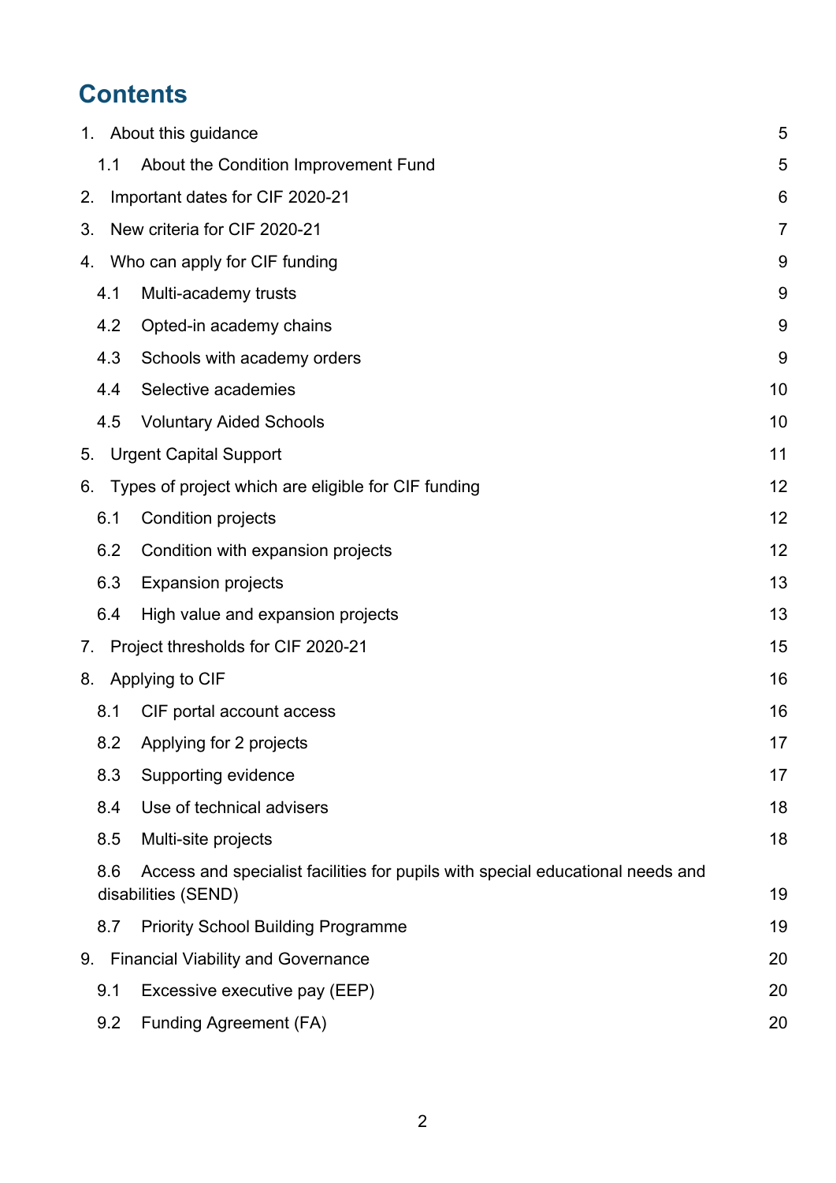# Contents

1. About this guidance 5
   - 1.1 About the Condition Improvement Fund 5
2. Important dates for CIF 2020-21 6
3. New criteria for CIF 2020-21 7
4. Who can apply for CIF funding 9
   - 4.1 Multi-academy trusts 9
   - 4.2 Opted-in academy chains 9
   - 4.3 Schools with academy orders 9
   - 4.4 Selective academies 10
   - 4.5 Voluntary Aided Schools 10
5. Urgent Capital Support 11
6. Types of project which are eligible for CIF funding 12
   - 6.1 Condition projects 12
   - 6.2 Condition with expansion projects 12
   - 6.3 Expansion projects 13
   - 6.4 High value and expansion projects 13
7. Project thresholds for CIF 2020-21 15
8. Applying to CIF 16
   - 8.1 CIF portal account access 16
   - 8.2 Applying for 2 projects 17
   - 8.3 Supporting evidence 17
   - 8.4 Use of technical advisers 18
   - 8.5 Multi-site projects 18
   - 8.6 Access and specialist facilities for pupils with special educational needs and disabilities (SEND) 19
   - 8.7 Priority School Building Programme 19
9. Financial Viability and Governance 20
   - 9.1 Excessive executive pay (EEP) 20
   - 9.2 Funding Agreement (FA) 20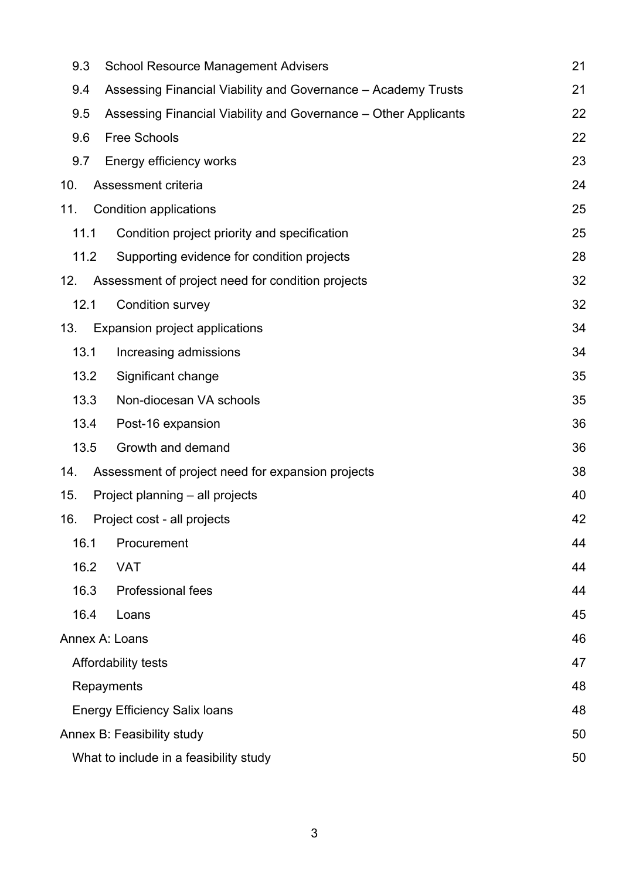| | |
|---|---|
| 9.3 School Resource Management Advisers | 21 |
| 9.4 Assessing Financial Viability and Governance – Academy Trusts | 21 |
| 9.5 Assessing Financial Viability and Governance – Other Applicants | 22 |
| 9.6 Free Schools | 22 |
| 9.7 Energy efficiency works | 23 |
| 10. Assessment criteria | 24 |
| 11. Condition applications | 25 |
| 11.1 Condition project priority and specification | 25 |
| 11.2 Supporting evidence for condition projects | 28 |
| 12. Assessment of project need for condition projects | 32 |
| 12.1 Condition survey | 32 |
| 13. Expansion project applications | 34 |
| 13.1 Increasing admissions | 34 |
| 13.2 Significant change | 35 |
| 13.3 Non-diocesan VA schools | 35 |
| 13.4 Post-16 expansion | 36 |
| 13.5 Growth and demand | 36 |
| 14. Assessment of project need for expansion projects | 38 |
| 15. Project planning – all projects | 40 |
| 16. Project cost - all projects | 42 |
| 16.1 Procurement | 44 |
| 16.2 VAT | 44 |
| 16.3 Professional fees | 44 |
| 16.4 Loans | 45 |
| Annex A: Loans | 46 |
| Affordability tests | 47 |
| Repayments | 48 |
| Energy Efficiency Salix loans | 48 |
| Annex B: Feasibility study | 50 |
| What to include in a feasibility study | 50 |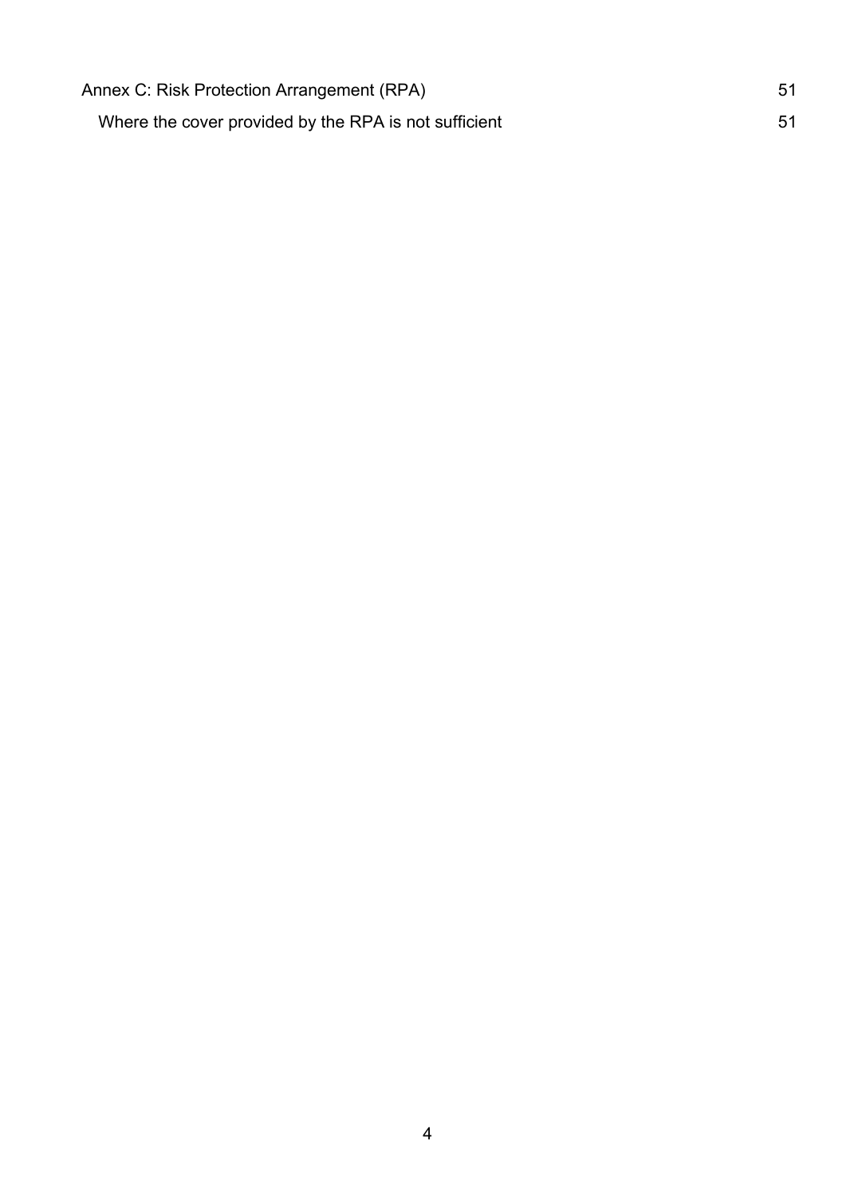Annex C: Risk Protection Arrangement (RPA) 51

- Where the cover provided by the RPA is not sufficient 51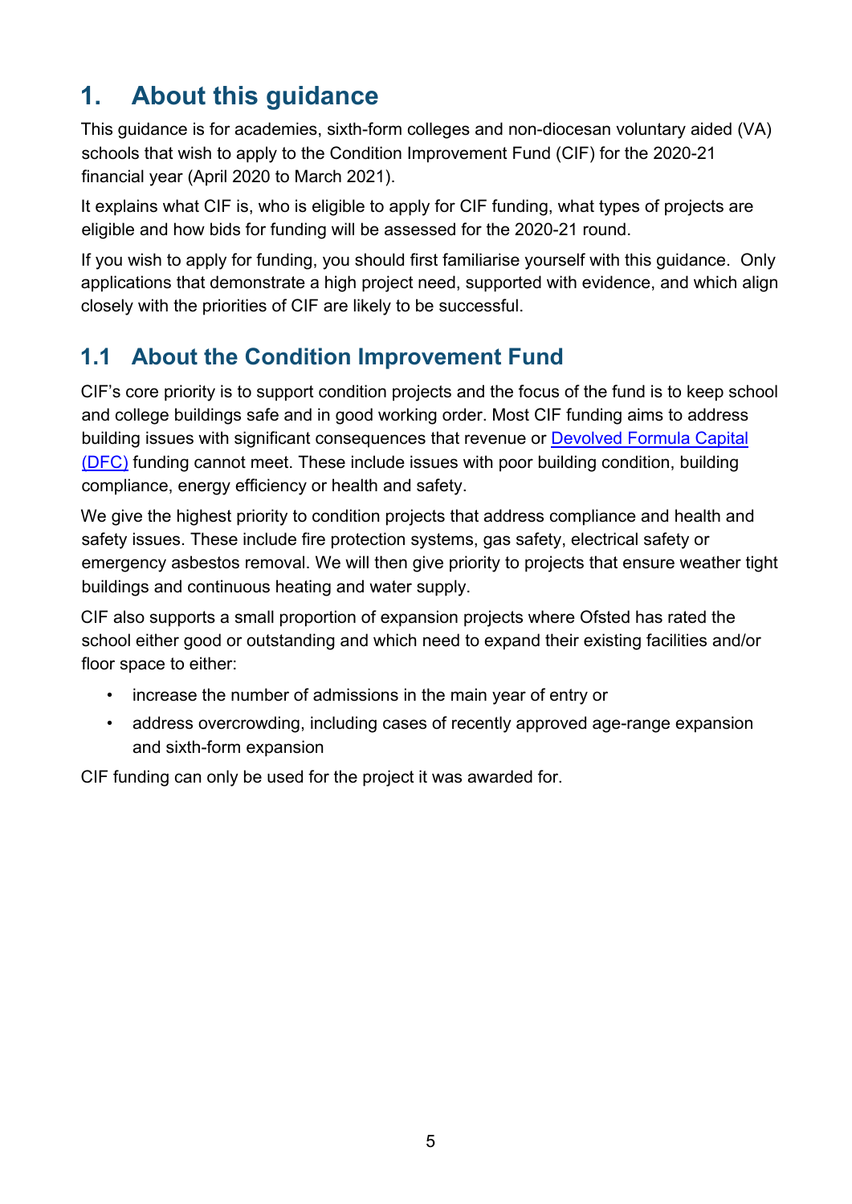# 1. About this guidance

This guidance is for academies, sixth-form colleges and non-diocesan voluntary aided (VA) schools that wish to apply to the Condition Improvement Fund (CIF) for the 2020-21 financial year (April 2020 to March 2021).

It explains what CIF is, who is eligible to apply for CIF funding, what types of projects are eligible and how bids for funding will be assessed for the 2020-21 round.

If you wish to apply for funding, you should first familiarise yourself with this guidance. Only applications that demonstrate a high project need, supported with evidence, and which align closely with the priorities of CIF are likely to be successful.

## 1.1 About the Condition Improvement Fund

CIF's core priority is to support condition projects and the focus of the fund is to keep school and college buildings safe and in good working order. Most CIF funding aims to address building issues with significant consequences that revenue or [Devolved Formula Capital (DFC)](#) funding cannot meet. These include issues with poor building condition, building compliance, energy efficiency or health and safety.

We give the highest priority to condition projects that address compliance and health and safety issues. These include fire protection systems, gas safety, electrical safety or emergency asbestos removal. We will then give priority to projects that ensure weather tight buildings and continuous heating and water supply.

CIF also supports a small proportion of expansion projects where Ofsted has rated the school either good or outstanding and which need to expand their existing facilities and/or floor space to either:

- increase the number of admissions in the main year of entry or
- address overcrowding, including cases of recently approved age-range expansion and sixth-form expansion

CIF funding can only be used for the project it was awarded for.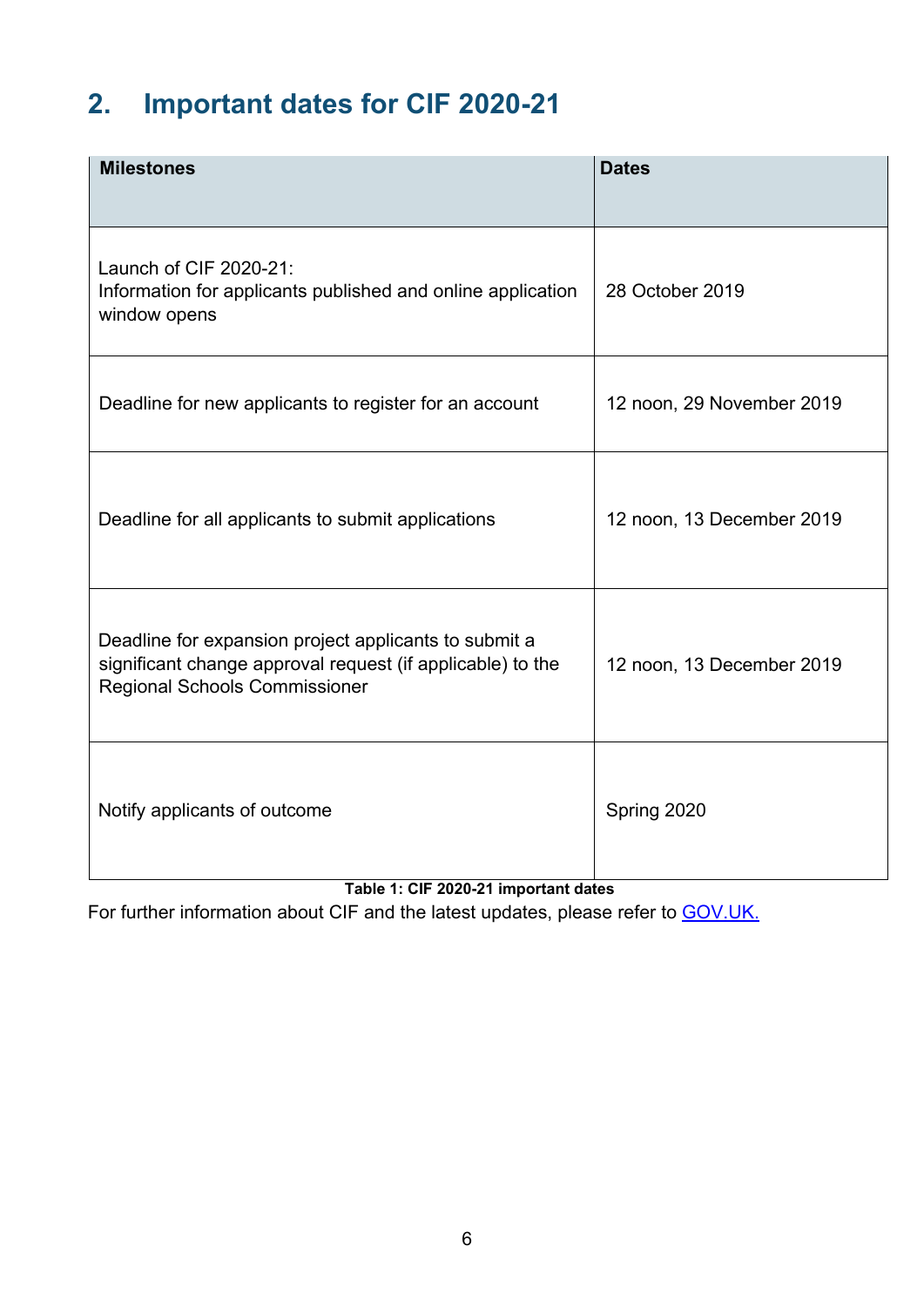## 2. Important dates for CIF 2020-21

| Milestones | Dates |
| --- | --- |
| Launch of CIF 2020-21: Information for applicants published and online application window opens | 28 October 2019 |
| Deadline for new applicants to register for an account | 12 noon, 29 November 2019 |
| Deadline for all applicants to submit applications | 12 noon, 13 December 2019 |
| Deadline for expansion project applicants to submit a significant change approval request (if applicable) to the Regional Schools Commissioner | 12 noon, 13 December 2019 |
| Notify applicants of outcome | Spring 2020 |

**Table 1: CIF 2020-21 important dates**

For further information about CIF and the latest updates, please refer to GOV.UK.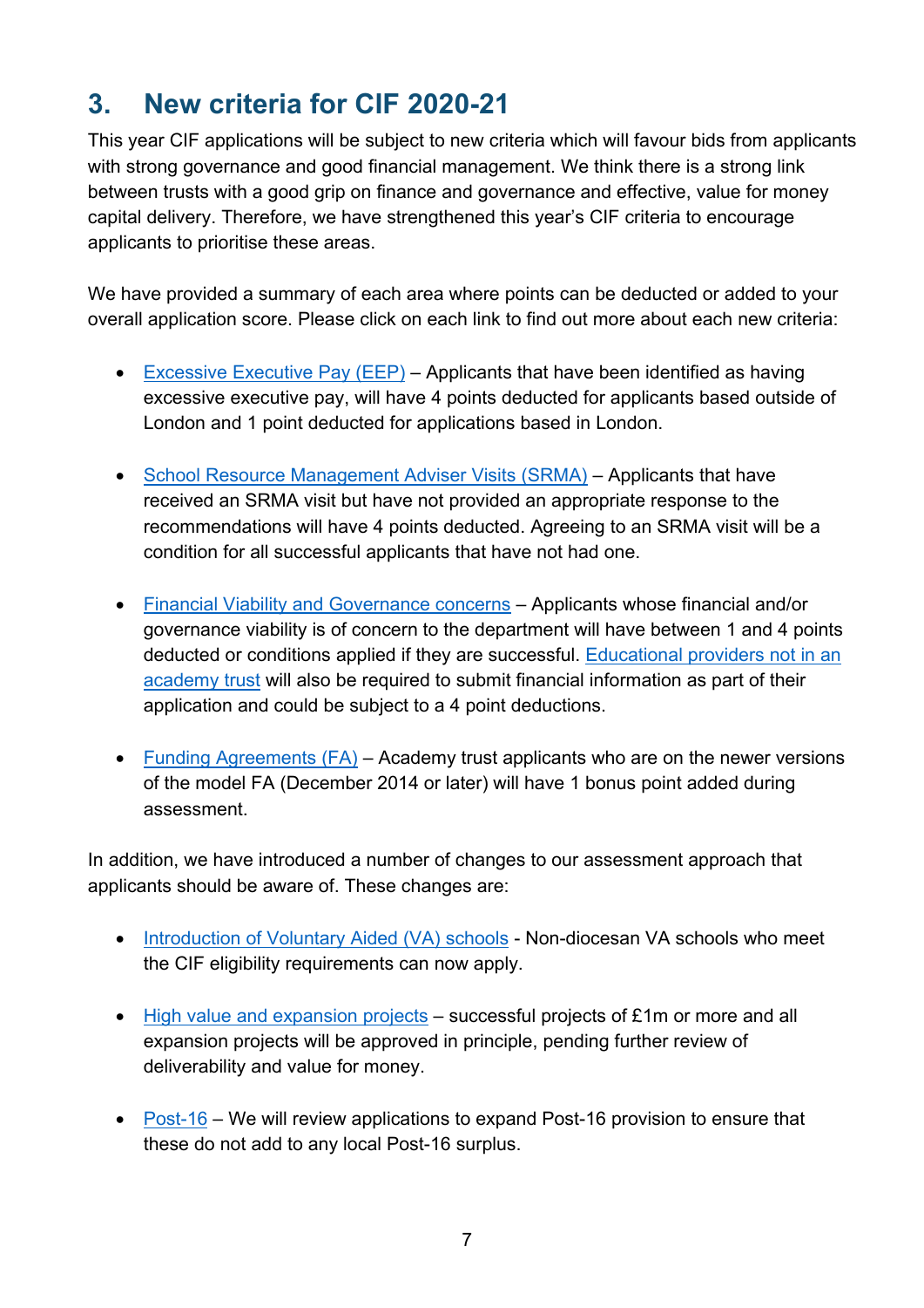## 3. New criteria for CIF 2020-21

This year CIF applications will be subject to new criteria which will favour bids from applicants with strong governance and good financial management. We think there is a strong link between trusts with a good grip on finance and governance and effective, value for money capital delivery. Therefore, we have strengthened this year's CIF criteria to encourage applicants to prioritise these areas.

We have provided a summary of each area where points can be deducted or added to your overall application score. Please click on each link to find out more about each new criteria:

- Excessive Executive Pay (EEP) – Applicants that have been identified as having excessive executive pay, will have 4 points deducted for applicants based outside of London and 1 point deducted for applications based in London.

- School Resource Management Adviser Visits (SRMA) – Applicants that have received an SRMA visit but have not provided an appropriate response to the recommendations will have 4 points deducted. Agreeing to an SRMA visit will be a condition for all successful applicants that have not had one.

- Financial Viability and Governance concerns – Applicants whose financial and/or governance viability is of concern to the department will have between 1 and 4 points deducted or conditions applied if they are successful. Educational providers not in an academy trust will also be required to submit financial information as part of their application and could be subject to a 4 point deductions.

- Funding Agreements (FA) – Academy trust applicants who are on the newer versions of the model FA (December 2014 or later) will have 1 bonus point added during assessment.

In addition, we have introduced a number of changes to our assessment approach that applicants should be aware of. These changes are:

- Introduction of Voluntary Aided (VA) schools - Non-diocesan VA schools who meet the CIF eligibility requirements can now apply.

- High value and expansion projects – successful projects of £1m or more and all expansion projects will be approved in principle, pending further review of deliverability and value for money.

- Post-16 – We will review applications to expand Post-16 provision to ensure that these do not add to any local Post-16 surplus.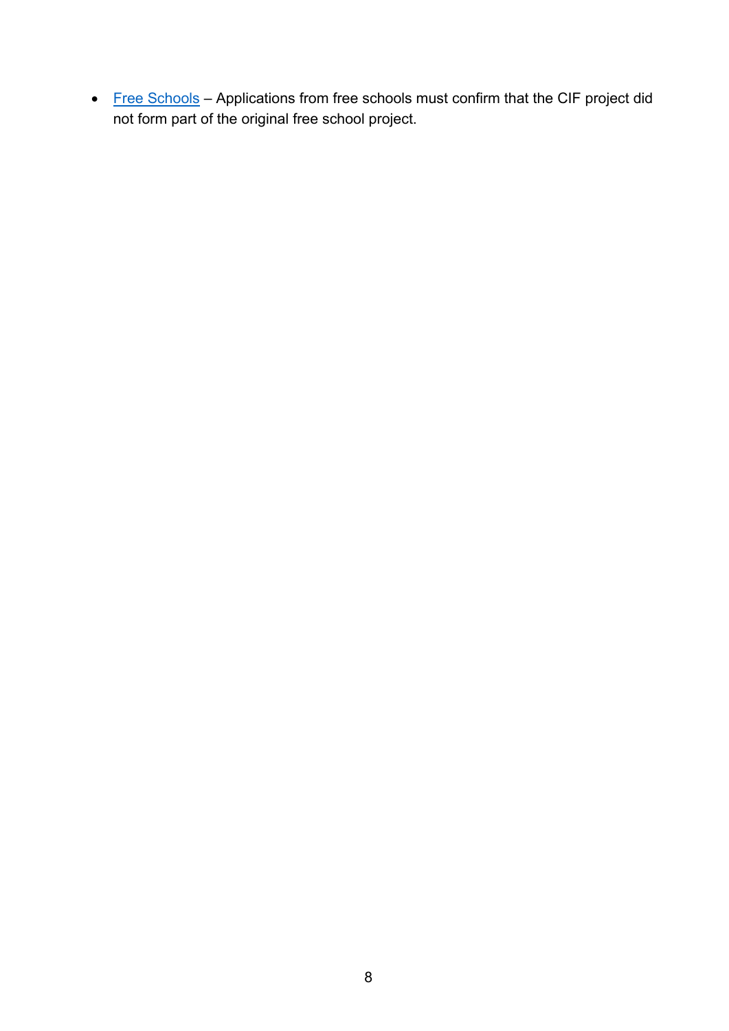- Free Schools – Applications from free schools must confirm that the CIF project did not form part of the original free school project.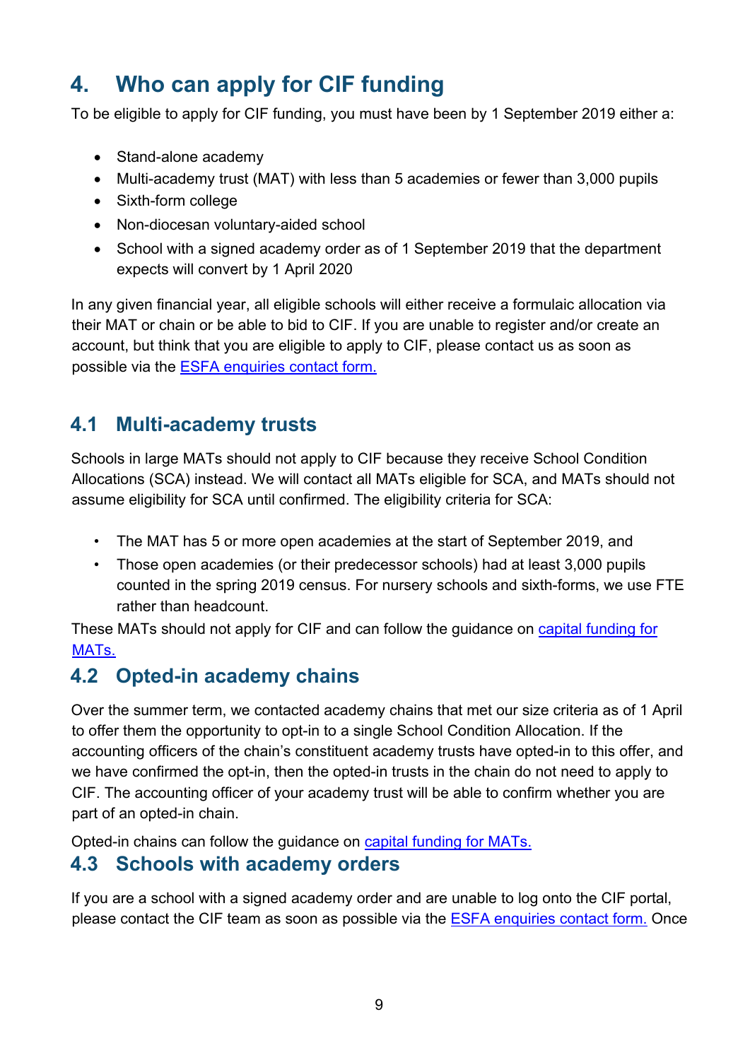## 4. Who can apply for CIF funding

To be eligible to apply for CIF funding, you must have been by 1 September 2019 either a:

- Stand-alone academy
- Multi-academy trust (MAT) with less than 5 academies or fewer than 3,000 pupils
- Sixth-form college
- Non-diocesan voluntary-aided school
- School with a signed academy order as of 1 September 2019 that the department expects will convert by 1 April 2020

In any given financial year, all eligible schools will either receive a formulaic allocation via their MAT or chain or be able to bid to CIF. If you are unable to register and/or create an account, but think that you are eligible to apply to CIF, please contact us as soon as possible via the ESFA enquiries contact form.

### 4.1 Multi-academy trusts

Schools in large MATs should not apply to CIF because they receive School Condition Allocations (SCA) instead. We will contact all MATs eligible for SCA, and MATs should not assume eligibility for SCA until confirmed. The eligibility criteria for SCA:

- The MAT has 5 or more open academies at the start of September 2019, and
- Those open academies (or their predecessor schools) had at least 3,000 pupils counted in the spring 2019 census. For nursery schools and sixth-forms, we use FTE rather than headcount.

These MATs should not apply for CIF and can follow the guidance on capital funding for MATs.

### 4.2 Opted-in academy chains

Over the summer term, we contacted academy chains that met our size criteria as of 1 April to offer them the opportunity to opt-in to a single School Condition Allocation. If the accounting officers of the chain's constituent academy trusts have opted-in to this offer, and we have confirmed the opt-in, then the opted-in trusts in the chain do not need to apply to CIF. The accounting officer of your academy trust will be able to confirm whether you are part of an opted-in chain.

Opted-in chains can follow the guidance on capital funding for MATs.

### 4.3 Schools with academy orders

If you are a school with a signed academy order and are unable to log onto the CIF portal, please contact the CIF team as soon as possible via the ESFA enquiries contact form. Once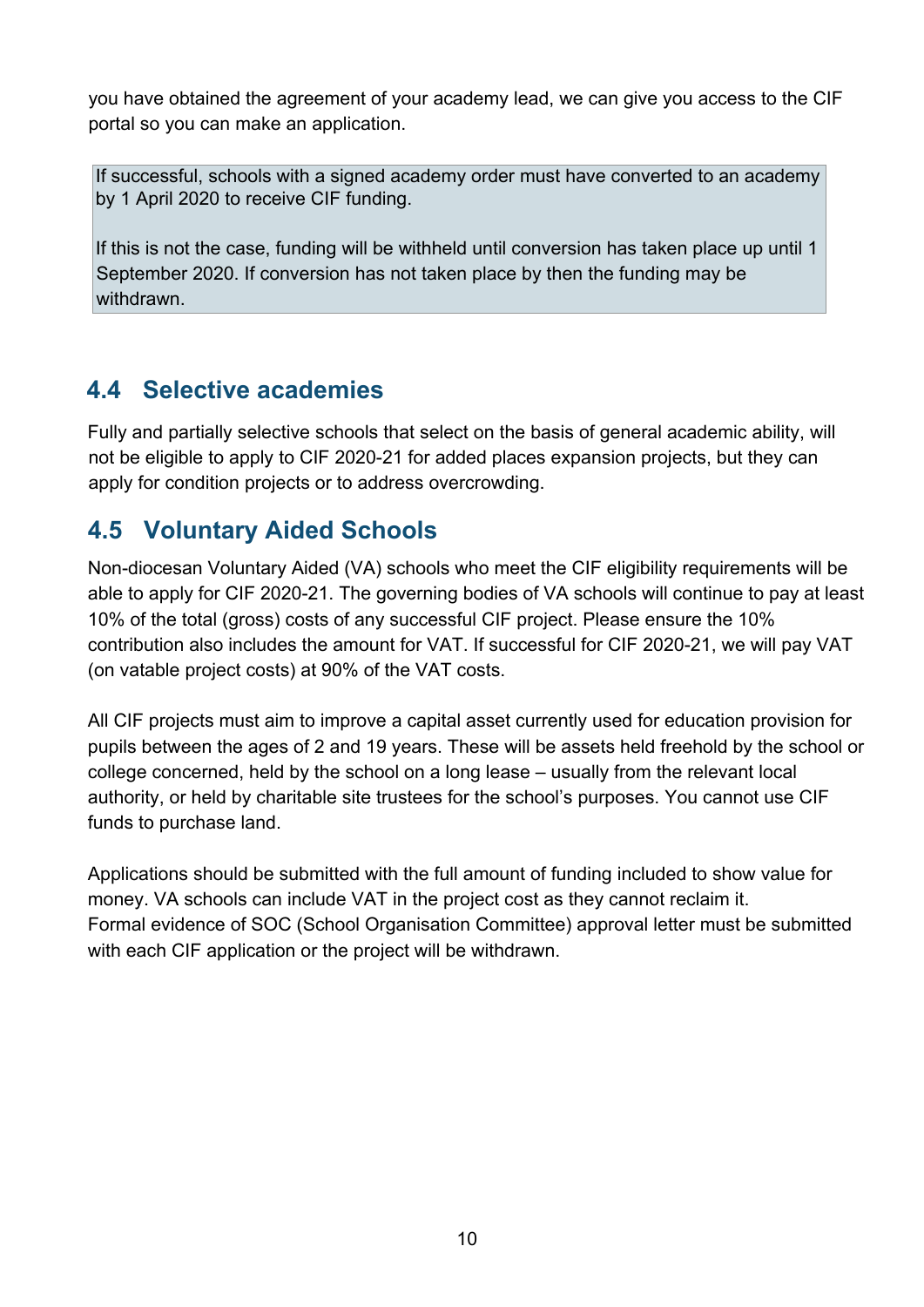you have obtained the agreement of your academy lead, we can give you access to the CIF portal so you can make an application.

> If successful, schools with a signed academy order must have converted to an academy by 1 April 2020 to receive CIF funding.
>
> If this is not the case, funding will be withheld until conversion has taken place up until 1 September 2020. If conversion has not taken place by then the funding may be withdrawn.

## 4.4 Selective academies

Fully and partially selective schools that select on the basis of general academic ability, will not be eligible to apply to CIF 2020-21 for added places expansion projects, but they can apply for condition projects or to address overcrowding.

## 4.5 Voluntary Aided Schools

Non-diocesan Voluntary Aided (VA) schools who meet the CIF eligibility requirements will be able to apply for CIF 2020-21. The governing bodies of VA schools will continue to pay at least 10% of the total (gross) costs of any successful CIF project. Please ensure the 10% contribution also includes the amount for VAT. If successful for CIF 2020-21, we will pay VAT (on vatable project costs) at 90% of the VAT costs.

All CIF projects must aim to improve a capital asset currently used for education provision for pupils between the ages of 2 and 19 years. These will be assets held freehold by the school or college concerned, held by the school on a long lease – usually from the relevant local authority, or held by charitable site trustees for the school's purposes. You cannot use CIF funds to purchase land.

Applications should be submitted with the full amount of funding included to show value for money. VA schools can include VAT in the project cost as they cannot reclaim it.
Formal evidence of SOC (School Organisation Committee) approval letter must be submitted with each CIF application or the project will be withdrawn.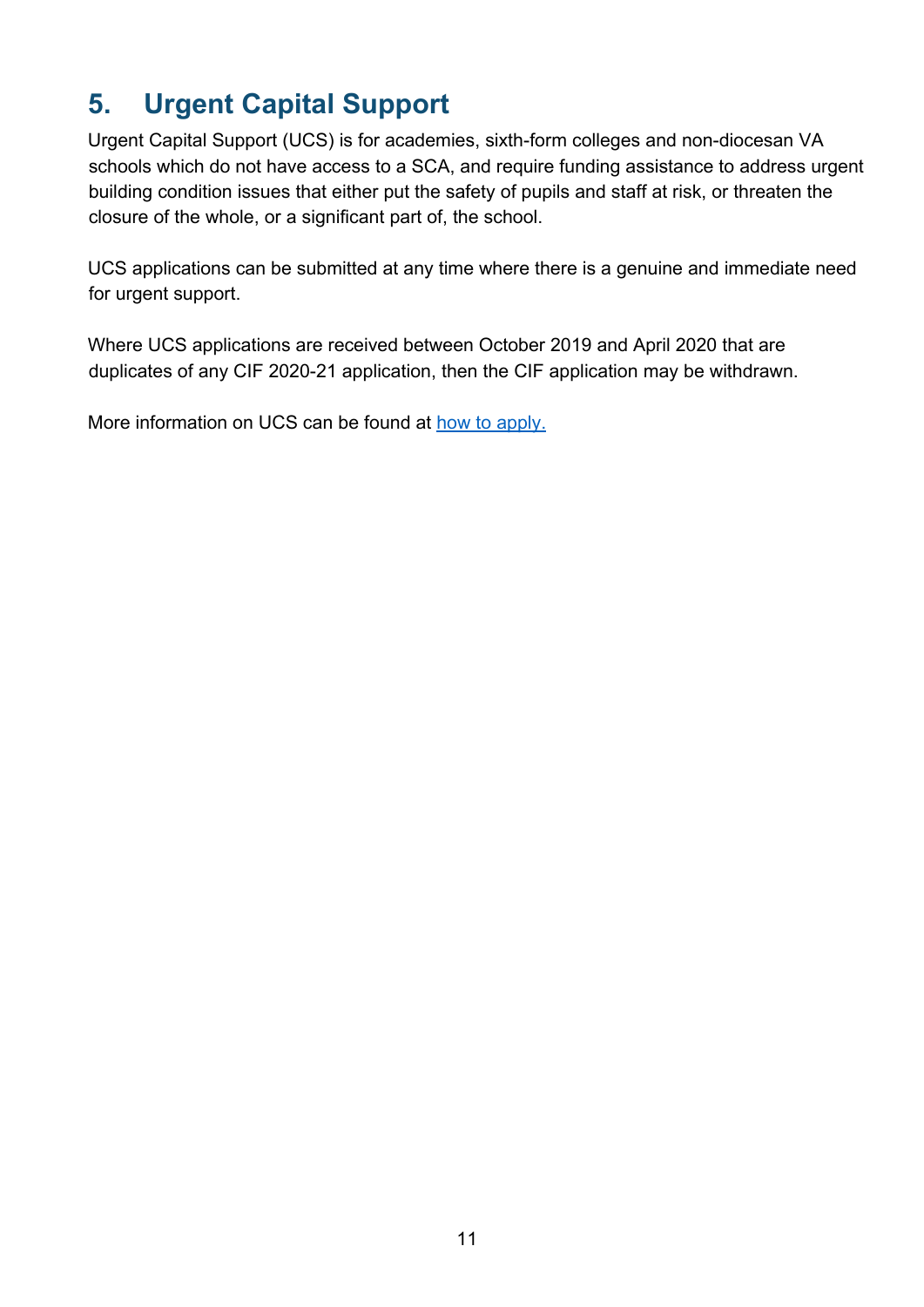## 5. Urgent Capital Support

Urgent Capital Support (UCS) is for academies, sixth-form colleges and non-diocesan VA schools which do not have access to a SCA, and require funding assistance to address urgent building condition issues that either put the safety of pupils and staff at risk, or threaten the closure of the whole, or a significant part of, the school.

UCS applications can be submitted at any time where there is a genuine and immediate need for urgent support.

Where UCS applications are received between October 2019 and April 2020 that are duplicates of any CIF 2020-21 application, then the CIF application may be withdrawn.

More information on UCS can be found at how to apply.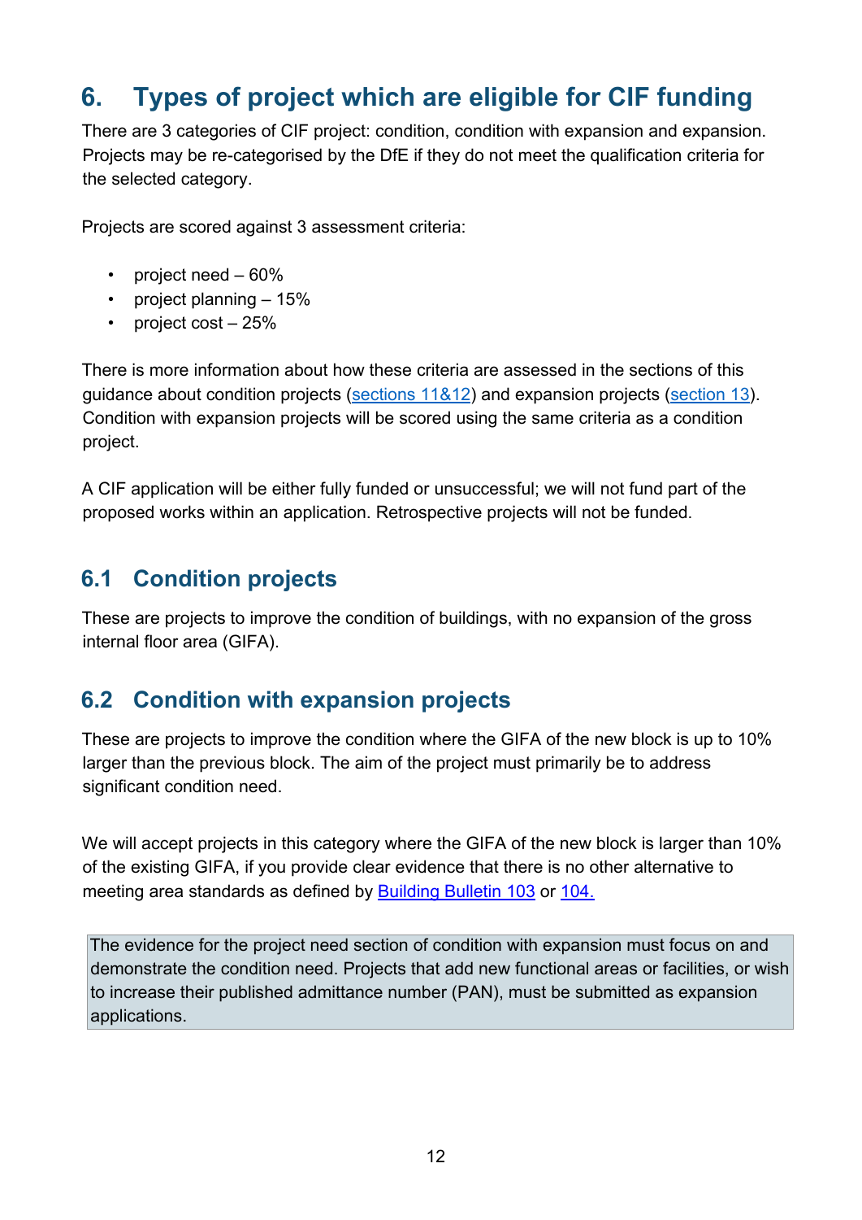## 6. Types of project which are eligible for CIF funding

There are 3 categories of CIF project: condition, condition with expansion and expansion. Projects may be re-categorised by the DfE if they do not meet the qualification criteria for the selected category.

Projects are scored against 3 assessment criteria:

- project need – 60%
- project planning – 15%
- project cost – 25%

There is more information about how these criteria are assessed in the sections of this guidance about condition projects (sections 11&12) and expansion projects (section 13). Condition with expansion projects will be scored using the same criteria as a condition project.

A CIF application will be either fully funded or unsuccessful; we will not fund part of the proposed works within an application. Retrospective projects will not be funded.

### 6.1 Condition projects

These are projects to improve the condition of buildings, with no expansion of the gross internal floor area (GIFA).

### 6.2 Condition with expansion projects

These are projects to improve the condition where the GIFA of the new block is up to 10% larger than the previous block. The aim of the project must primarily be to address significant condition need.

We will accept projects in this category where the GIFA of the new block is larger than 10% of the existing GIFA, if you provide clear evidence that there is no other alternative to meeting area standards as defined by Building Bulletin 103 or 104.

> The evidence for the project need section of condition with expansion must focus on and demonstrate the condition need. Projects that add new functional areas or facilities, or wish to increase their published admittance number (PAN), must be submitted as expansion applications.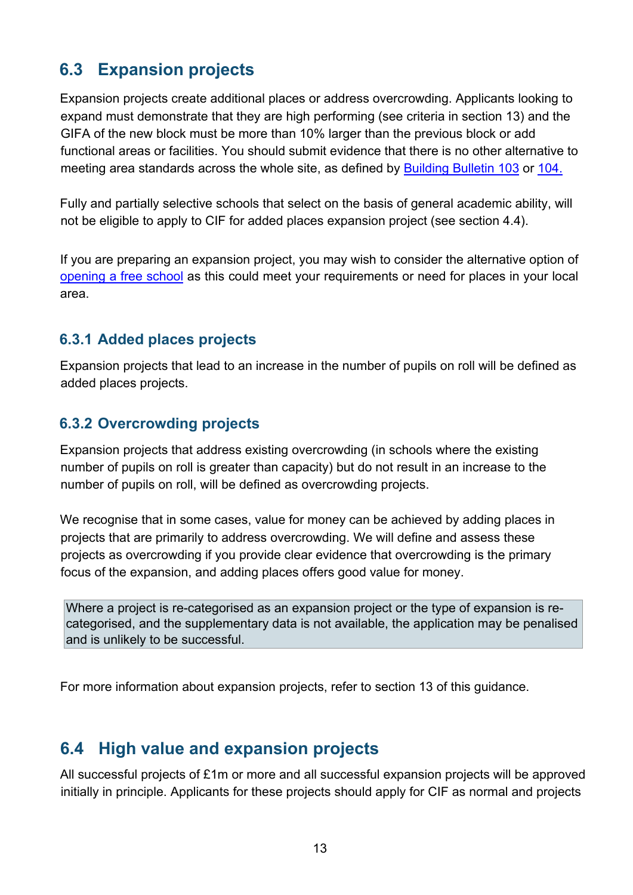## 6.3 Expansion projects

Expansion projects create additional places or address overcrowding. Applicants looking to expand must demonstrate that they are high performing (see criteria in section 13) and the GIFA of the new block must be more than 10% larger than the previous block or add functional areas or facilities. You should submit evidence that there is no other alternative to meeting area standards across the whole site, as defined by [Building Bulletin 103] or [104.]

Fully and partially selective schools that select on the basis of general academic ability, will not be eligible to apply to CIF for added places expansion project (see section 4.4).

If you are preparing an expansion project, you may wish to consider the alternative option of [opening a free school] as this could meet your requirements or need for places in your local area.

### 6.3.1 Added places projects

Expansion projects that lead to an increase in the number of pupils on roll will be defined as added places projects.

### 6.3.2 Overcrowding projects

Expansion projects that address existing overcrowding (in schools where the existing number of pupils on roll is greater than capacity) but do not result in an increase to the number of pupils on roll, will be defined as overcrowding projects.

We recognise that in some cases, value for money can be achieved by adding places in projects that are primarily to address overcrowding. We will define and assess these projects as overcrowding if you provide clear evidence that overcrowding is the primary focus of the expansion, and adding places offers good value for money.

> Where a project is re-categorised as an expansion project or the type of expansion is re-categorised, and the supplementary data is not available, the application may be penalised and is unlikely to be successful.

For more information about expansion projects, refer to section 13 of this guidance.

## 6.4 High value and expansion projects

All successful projects of £1m or more and all successful expansion projects will be approved initially in principle. Applicants for these projects should apply for CIF as normal and projects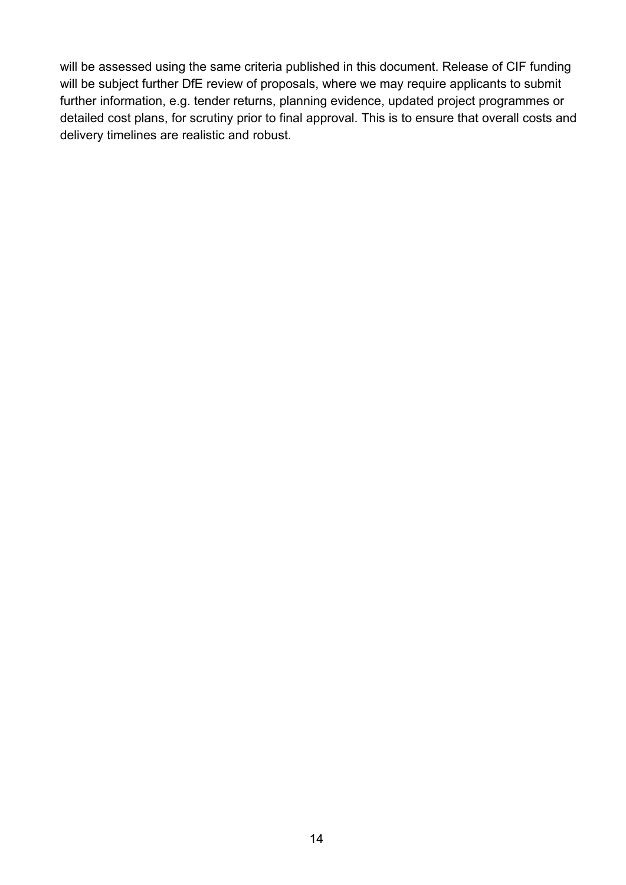will be assessed using the same criteria published in this document. Release of CIF funding will be subject further DfE review of proposals, where we may require applicants to submit further information, e.g. tender returns, planning evidence, updated project programmes or detailed cost plans, for scrutiny prior to final approval. This is to ensure that overall costs and delivery timelines are realistic and robust.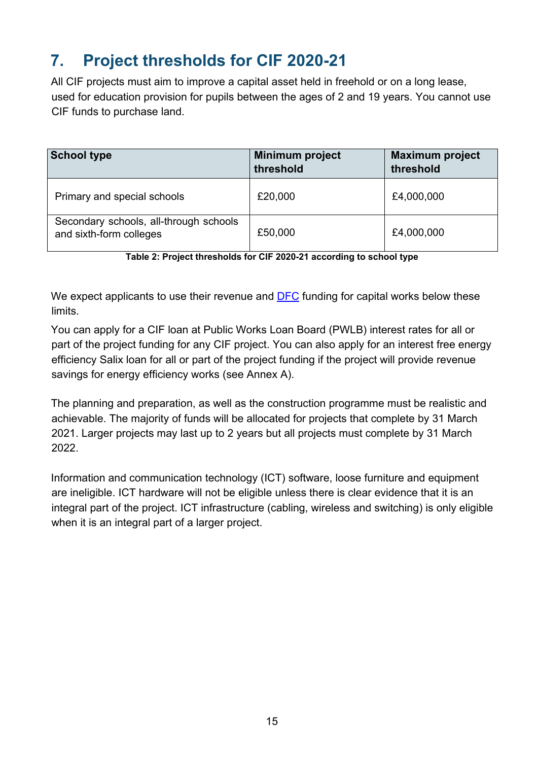# 7. Project thresholds for CIF 2020-21

All CIF projects must aim to improve a capital asset held in freehold or on a long lease, used for education provision for pupils between the ages of 2 and 19 years. You cannot use CIF funds to purchase land.

| School type | Minimum project threshold | Maximum project threshold |
|---|---|---|
| Primary and special schools | £20,000 | £4,000,000 |
| Secondary schools, all-through schools and sixth-form colleges | £50,000 | £4,000,000 |

**Table 2: Project thresholds for CIF 2020-21 according to school type**

We expect applicants to use their revenue and DFC funding for capital works below these limits.

You can apply for a CIF loan at Public Works Loan Board (PWLB) interest rates for all or part of the project funding for any CIF project. You can also apply for an interest free energy efficiency Salix loan for all or part of the project funding if the project will provide revenue savings for energy efficiency works (see Annex A).

The planning and preparation, as well as the construction programme must be realistic and achievable. The majority of funds will be allocated for projects that complete by 31 March 2021. Larger projects may last up to 2 years but all projects must complete by 31 March 2022.

Information and communication technology (ICT) software, loose furniture and equipment are ineligible. ICT hardware will not be eligible unless there is clear evidence that it is an integral part of the project. ICT infrastructure (cabling, wireless and switching) is only eligible when it is an integral part of a larger project.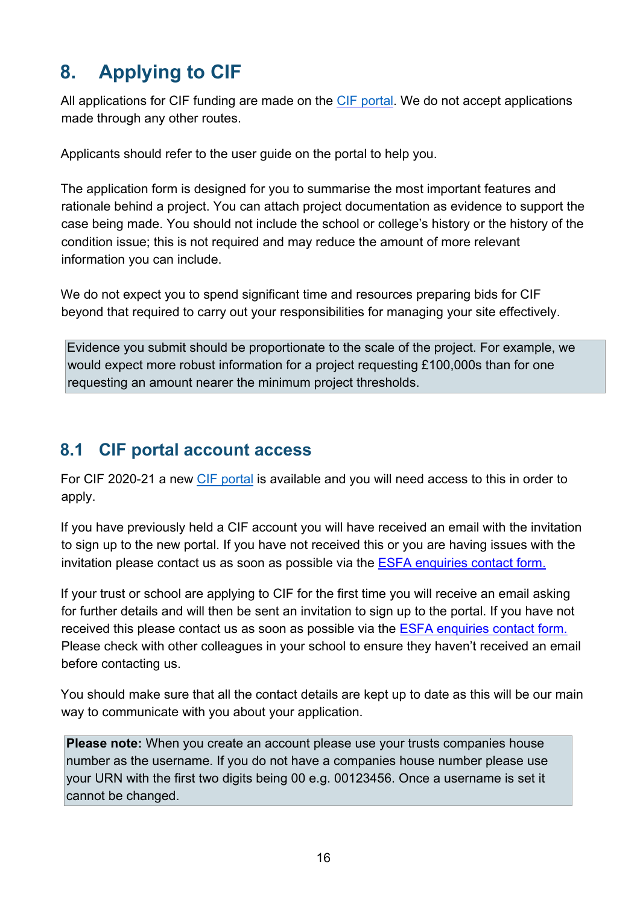# 8. Applying to CIF

All applications for CIF funding are made on the CIF portal. We do not accept applications made through any other routes.

Applicants should refer to the user guide on the portal to help you.

The application form is designed for you to summarise the most important features and rationale behind a project. You can attach project documentation as evidence to support the case being made. You should not include the school or college's history or the history of the condition issue; this is not required and may reduce the amount of more relevant information you can include.

We do not expect you to spend significant time and resources preparing bids for CIF beyond that required to carry out your responsibilities for managing your site effectively.

> Evidence you submit should be proportionate to the scale of the project. For example, we would expect more robust information for a project requesting £100,000s than for one requesting an amount nearer the minimum project thresholds.

## 8.1 CIF portal account access

For CIF 2020-21 a new CIF portal is available and you will need access to this in order to apply.

If you have previously held a CIF account you will have received an email with the invitation to sign up to the new portal. If you have not received this or you are having issues with the invitation please contact us as soon as possible via the ESFA enquiries contact form.

If your trust or school are applying to CIF for the first time you will receive an email asking for further details and will then be sent an invitation to sign up to the portal. If you have not received this please contact us as soon as possible via the ESFA enquiries contact form. Please check with other colleagues in your school to ensure they haven't received an email before contacting us.

You should make sure that all the contact details are kept up to date as this will be our main way to communicate with you about your application.

> **Please note:** When you create an account please use your trusts companies house number as the username. If you do not have a companies house number please use your URN with the first two digits being 00 e.g. 00123456. Once a username is set it cannot be changed.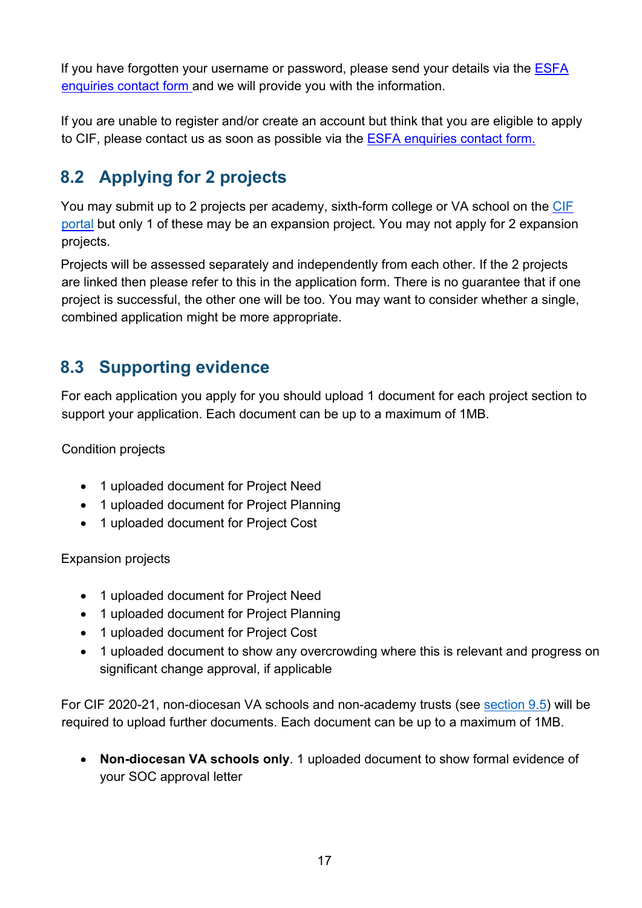If you have forgotten your username or password, please send your details via the ESFA enquiries contact form and we will provide you with the information.

If you are unable to register and/or create an account but think that you are eligible to apply to CIF, please contact us as soon as possible via the ESFA enquiries contact form.

## 8.2 Applying for 2 projects

You may submit up to 2 projects per academy, sixth-form college or VA school on the CIF portal but only 1 of these may be an expansion project. You may not apply for 2 expansion projects.

Projects will be assessed separately and independently from each other. If the 2 projects are linked then please refer to this in the application form. There is no guarantee that if one project is successful, the other one will be too. You may want to consider whether a single, combined application might be more appropriate.

## 8.3 Supporting evidence

For each application you apply for you should upload 1 document for each project section to support your application. Each document can be up to a maximum of 1MB.

Condition projects

- 1 uploaded document for Project Need
- 1 uploaded document for Project Planning
- 1 uploaded document for Project Cost

Expansion projects

- 1 uploaded document for Project Need
- 1 uploaded document for Project Planning
- 1 uploaded document for Project Cost
- 1 uploaded document to show any overcrowding where this is relevant and progress on significant change approval, if applicable

For CIF 2020-21, non-diocesan VA schools and non-academy trusts (see section 9.5) will be required to upload further documents. Each document can be up to a maximum of 1MB.

- **Non-diocesan VA schools only**. 1 uploaded document to show formal evidence of your SOC approval letter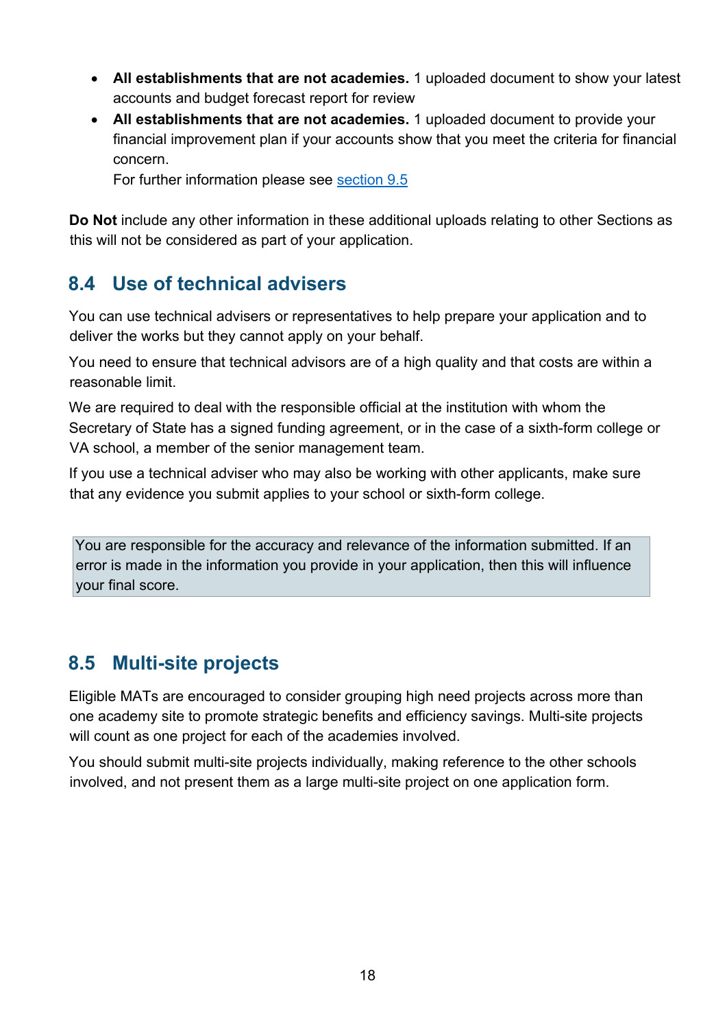- **All establishments that are not academies.** 1 uploaded document to show your latest accounts and budget forecast report for review
- **All establishments that are not academies.** 1 uploaded document to provide your financial improvement plan if your accounts show that you meet the criteria for financial concern.
  For further information please see section 9.5

**Do Not** include any other information in these additional uploads relating to other Sections as this will not be considered as part of your application.

## 8.4 Use of technical advisers

You can use technical advisers or representatives to help prepare your application and to deliver the works but they cannot apply on your behalf.

You need to ensure that technical advisors are of a high quality and that costs are within a reasonable limit.

We are required to deal with the responsible official at the institution with whom the Secretary of State has a signed funding agreement, or in the case of a sixth-form college or VA school, a member of the senior management team.

If you use a technical adviser who may also be working with other applicants, make sure that any evidence you submit applies to your school or sixth-form college.

> You are responsible for the accuracy and relevance of the information submitted. If an error is made in the information you provide in your application, then this will influence your final score.

## 8.5 Multi-site projects

Eligible MATs are encouraged to consider grouping high need projects across more than one academy site to promote strategic benefits and efficiency savings. Multi-site projects will count as one project for each of the academies involved.

You should submit multi-site projects individually, making reference to the other schools involved, and not present them as a large multi-site project on one application form.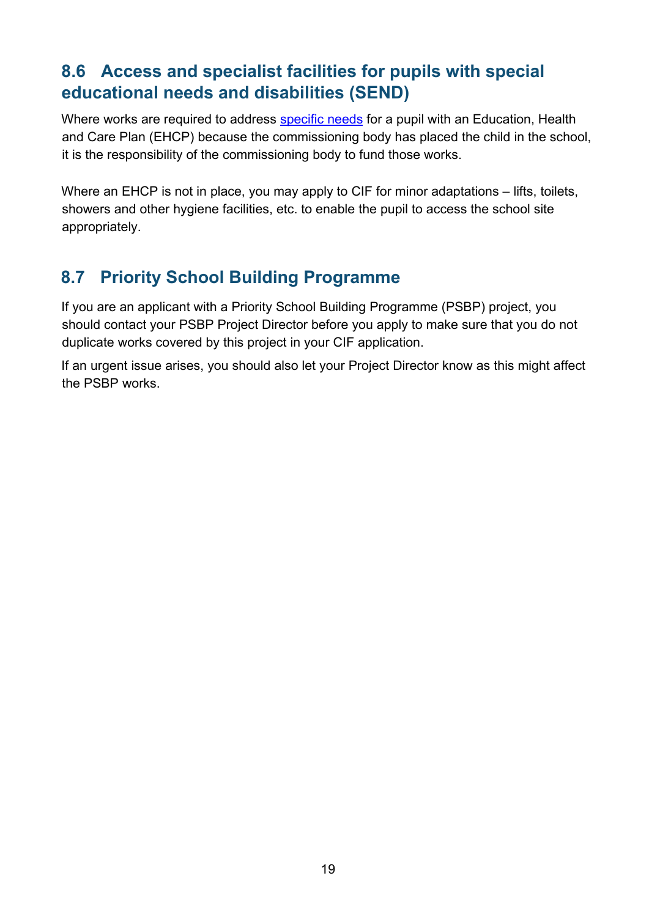## 8.6 Access and specialist facilities for pupils with special educational needs and disabilities (SEND)

Where works are required to address specific needs for a pupil with an Education, Health and Care Plan (EHCP) because the commissioning body has placed the child in the school, it is the responsibility of the commissioning body to fund those works.

Where an EHCP is not in place, you may apply to CIF for minor adaptations – lifts, toilets, showers and other hygiene facilities, etc. to enable the pupil to access the school site appropriately.

## 8.7 Priority School Building Programme

If you are an applicant with a Priority School Building Programme (PSBP) project, you should contact your PSBP Project Director before you apply to make sure that you do not duplicate works covered by this project in your CIF application.

If an urgent issue arises, you should also let your Project Director know as this might affect the PSBP works.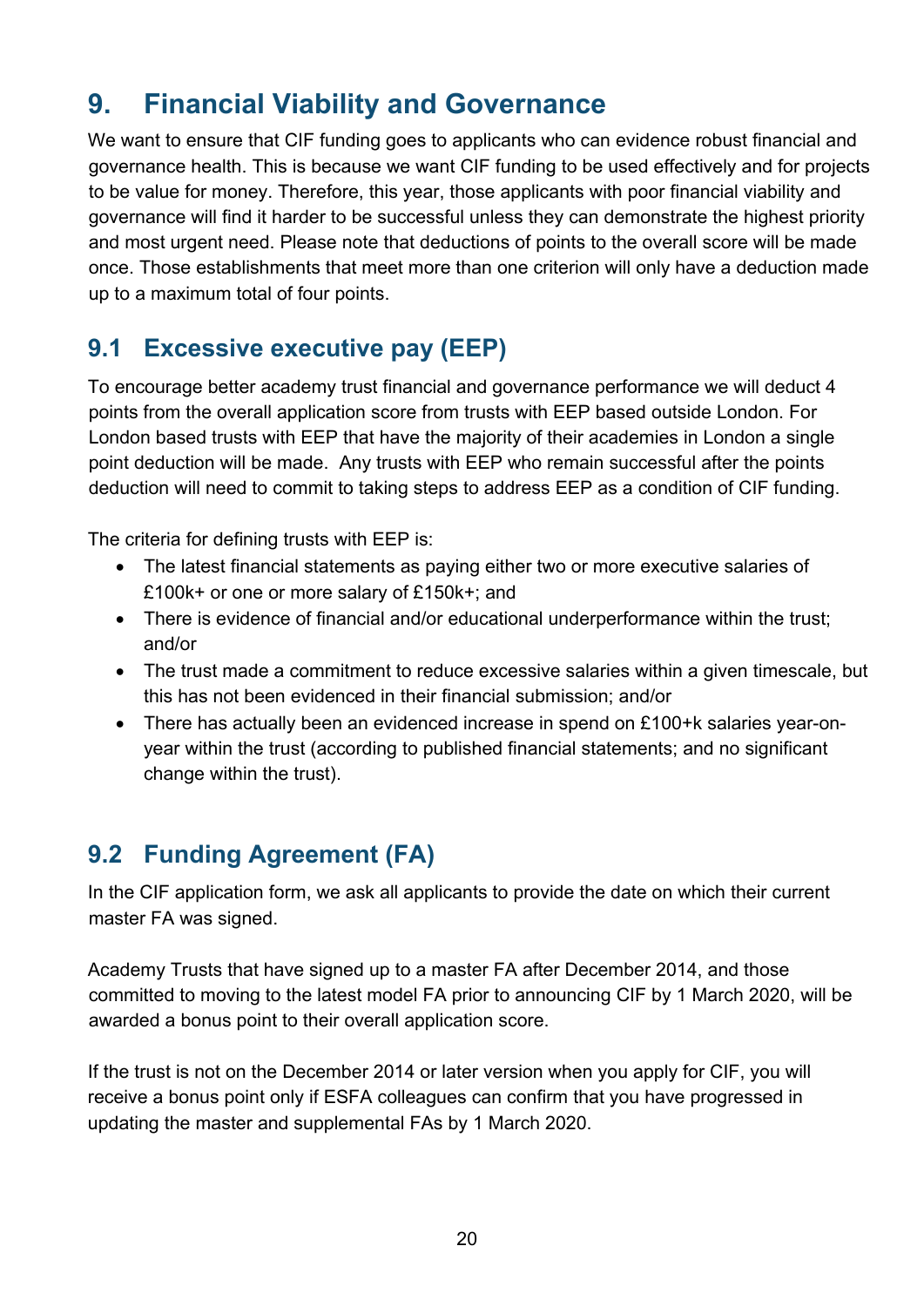# 9. Financial Viability and Governance

We want to ensure that CIF funding goes to applicants who can evidence robust financial and governance health. This is because we want CIF funding to be used effectively and for projects to be value for money. Therefore, this year, those applicants with poor financial viability and governance will find it harder to be successful unless they can demonstrate the highest priority and most urgent need. Please note that deductions of points to the overall score will be made once. Those establishments that meet more than one criterion will only have a deduction made up to a maximum total of four points.

## 9.1 Excessive executive pay (EEP)

To encourage better academy trust financial and governance performance we will deduct 4 points from the overall application score from trusts with EEP based outside London. For London based trusts with EEP that have the majority of their academies in London a single point deduction will be made. Any trusts with EEP who remain successful after the points deduction will need to commit to taking steps to address EEP as a condition of CIF funding.

The criteria for defining trusts with EEP is:

- The latest financial statements as paying either two or more executive salaries of £100k+ or one or more salary of £150k+; and
- There is evidence of financial and/or educational underperformance within the trust; and/or
- The trust made a commitment to reduce excessive salaries within a given timescale, but this has not been evidenced in their financial submission; and/or
- There has actually been an evidenced increase in spend on £100+k salaries year-on-year within the trust (according to published financial statements; and no significant change within the trust).

## 9.2 Funding Agreement (FA)

In the CIF application form, we ask all applicants to provide the date on which their current master FA was signed.

Academy Trusts that have signed up to a master FA after December 2014, and those committed to moving to the latest model FA prior to announcing CIF by 1 March 2020, will be awarded a bonus point to their overall application score.

If the trust is not on the December 2014 or later version when you apply for CIF, you will receive a bonus point only if ESFA colleagues can confirm that you have progressed in updating the master and supplemental FAs by 1 March 2020.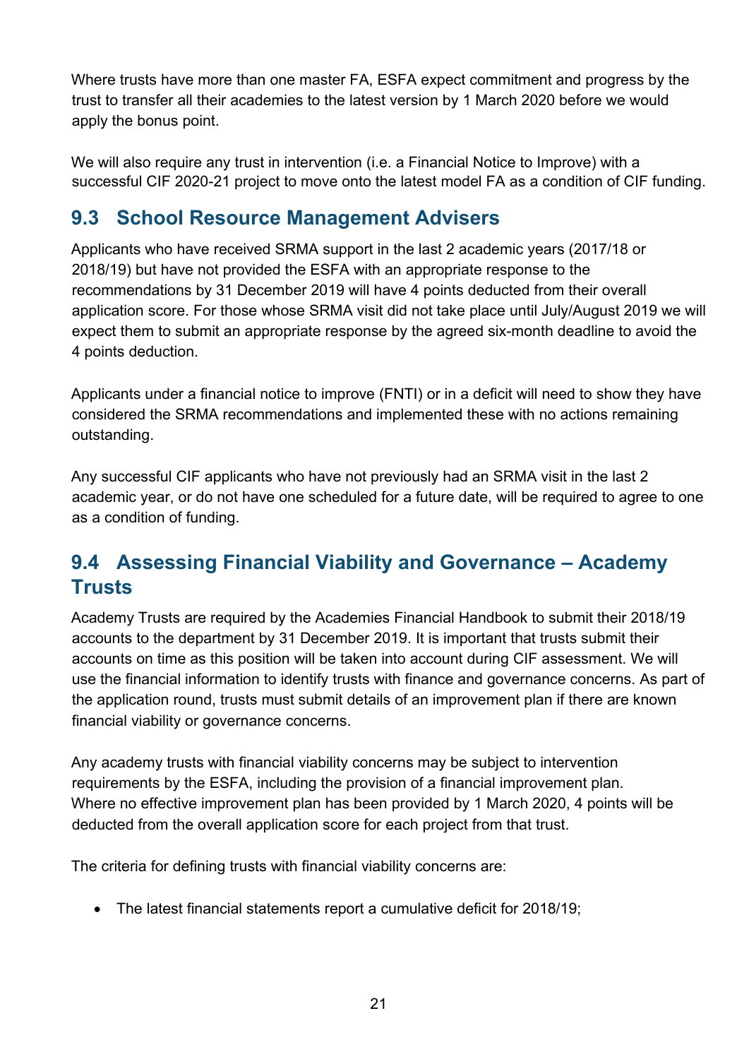Where trusts have more than one master FA, ESFA expect commitment and progress by the trust to transfer all their academies to the latest version by 1 March 2020 before we would apply the bonus point.

We will also require any trust in intervention (i.e. a Financial Notice to Improve) with a successful CIF 2020-21 project to move onto the latest model FA as a condition of CIF funding.

## 9.3 School Resource Management Advisers

Applicants who have received SRMA support in the last 2 academic years (2017/18 or 2018/19) but have not provided the ESFA with an appropriate response to the recommendations by 31 December 2019 will have 4 points deducted from their overall application score. For those whose SRMA visit did not take place until July/August 2019 we will expect them to submit an appropriate response by the agreed six-month deadline to avoid the 4 points deduction.

Applicants under a financial notice to improve (FNTI) or in a deficit will need to show they have considered the SRMA recommendations and implemented these with no actions remaining outstanding.

Any successful CIF applicants who have not previously had an SRMA visit in the last 2 academic year, or do not have one scheduled for a future date, will be required to agree to one as a condition of funding.

## 9.4 Assessing Financial Viability and Governance – Academy Trusts

Academy Trusts are required by the Academies Financial Handbook to submit their 2018/19 accounts to the department by 31 December 2019. It is important that trusts submit their accounts on time as this position will be taken into account during CIF assessment. We will use the financial information to identify trusts with finance and governance concerns. As part of the application round, trusts must submit details of an improvement plan if there are known financial viability or governance concerns.

Any academy trusts with financial viability concerns may be subject to intervention requirements by the ESFA, including the provision of a financial improvement plan. Where no effective improvement plan has been provided by 1 March 2020, 4 points will be deducted from the overall application score for each project from that trust.

The criteria for defining trusts with financial viability concerns are:

- The latest financial statements report a cumulative deficit for 2018/19;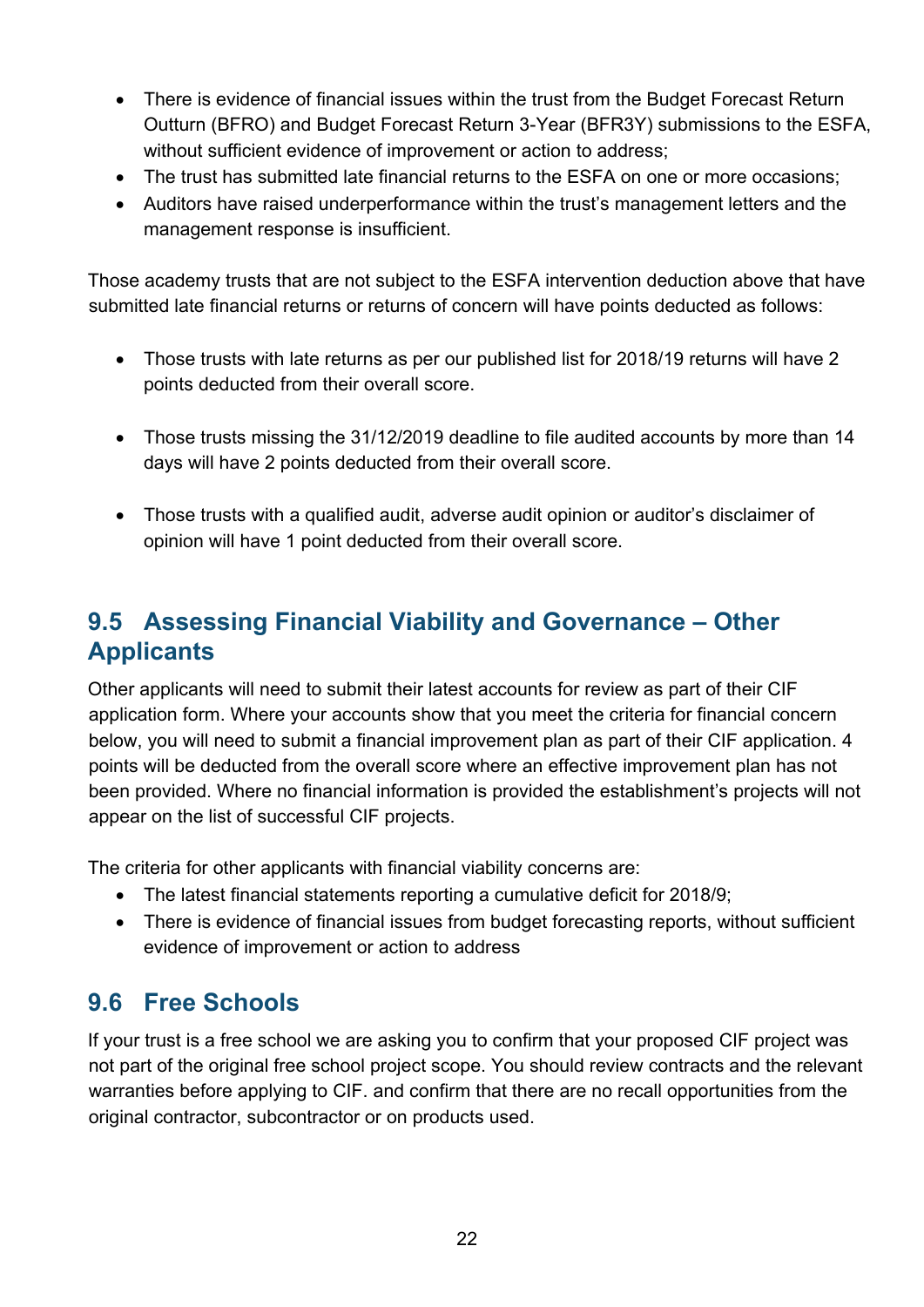- There is evidence of financial issues within the trust from the Budget Forecast Return Outturn (BFRO) and Budget Forecast Return 3-Year (BFR3Y) submissions to the ESFA, without sufficient evidence of improvement or action to address;
- The trust has submitted late financial returns to the ESFA on one or more occasions;
- Auditors have raised underperformance within the trust's management letters and the management response is insufficient.

Those academy trusts that are not subject to the ESFA intervention deduction above that have submitted late financial returns or returns of concern will have points deducted as follows:

- Those trusts with late returns as per our published list for 2018/19 returns will have 2 points deducted from their overall score.

- Those trusts missing the 31/12/2019 deadline to file audited accounts by more than 14 days will have 2 points deducted from their overall score.

- Those trusts with a qualified audit, adverse audit opinion or auditor's disclaimer of opinion will have 1 point deducted from their overall score.

## 9.5 Assessing Financial Viability and Governance – Other Applicants

Other applicants will need to submit their latest accounts for review as part of their CIF application form. Where your accounts show that you meet the criteria for financial concern below, you will need to submit a financial improvement plan as part of their CIF application. 4 points will be deducted from the overall score where an effective improvement plan has not been provided. Where no financial information is provided the establishment's projects will not appear on the list of successful CIF projects.

The criteria for other applicants with financial viability concerns are:

- The latest financial statements reporting a cumulative deficit for 2018/9;
- There is evidence of financial issues from budget forecasting reports, without sufficient evidence of improvement or action to address

## 9.6 Free Schools

If your trust is a free school we are asking you to confirm that your proposed CIF project was not part of the original free school project scope. You should review contracts and the relevant warranties before applying to CIF. and confirm that there are no recall opportunities from the original contractor, subcontractor or on products used.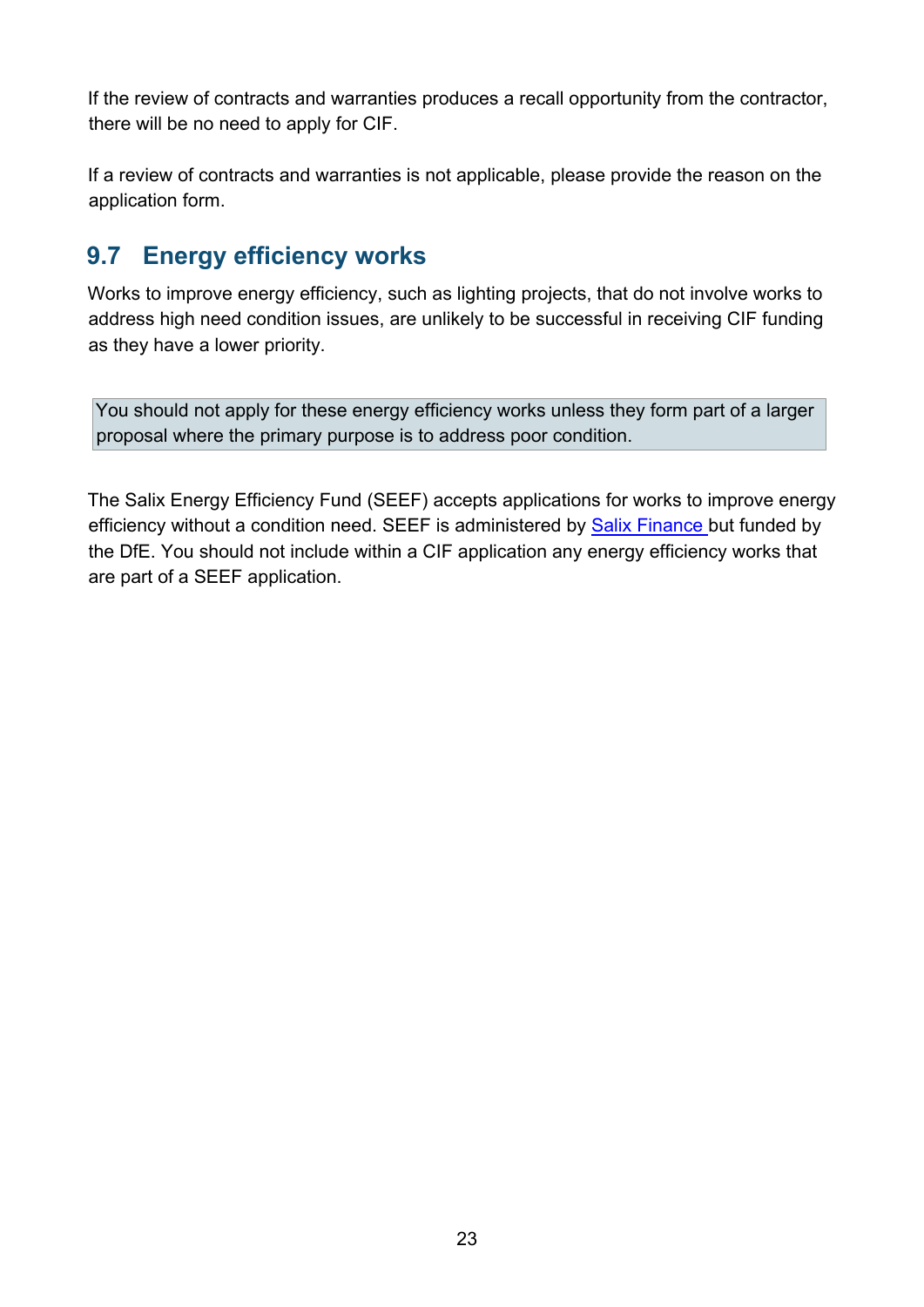If the review of contracts and warranties produces a recall opportunity from the contractor, there will be no need to apply for CIF.

If a review of contracts and warranties is not applicable, please provide the reason on the application form.

## 9.7 Energy efficiency works

Works to improve energy efficiency, such as lighting projects, that do not involve works to address high need condition issues, are unlikely to be successful in receiving CIF funding as they have a lower priority.

> You should not apply for these energy efficiency works unless they form part of a larger proposal where the primary purpose is to address poor condition.

The Salix Energy Efficiency Fund (SEEF) accepts applications for works to improve energy efficiency without a condition need. SEEF is administered by Salix Finance but funded by the DfE. You should not include within a CIF application any energy efficiency works that are part of a SEEF application.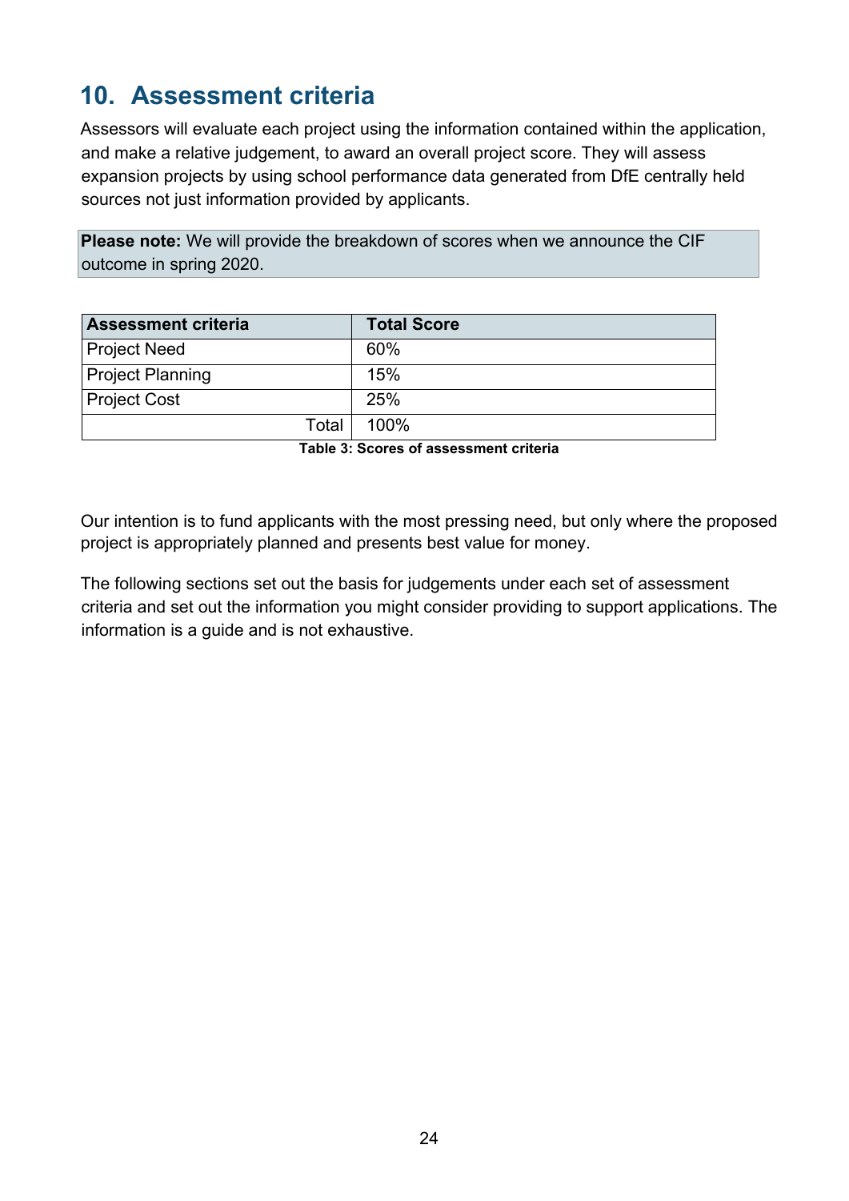## 10. Assessment criteria

Assessors will evaluate each project using the information contained within the application, and make a relative judgement, to award an overall project score. They will assess expansion projects by using school performance data generated from DfE centrally held sources not just information provided by applicants.

**Please note:** We will provide the breakdown of scores when we announce the CIF outcome in spring 2020.

| Assessment criteria | Total Score |
| --- | --- |
| Project Need | 60% |
| Project Planning | 15% |
| Project Cost | 25% |
| Total | 100% |

**Table 3: Scores of assessment criteria**

Our intention is to fund applicants with the most pressing need, but only where the proposed project is appropriately planned and presents best value for money.

The following sections set out the basis for judgements under each set of assessment criteria and set out the information you might consider providing to support applications. The information is a guide and is not exhaustive.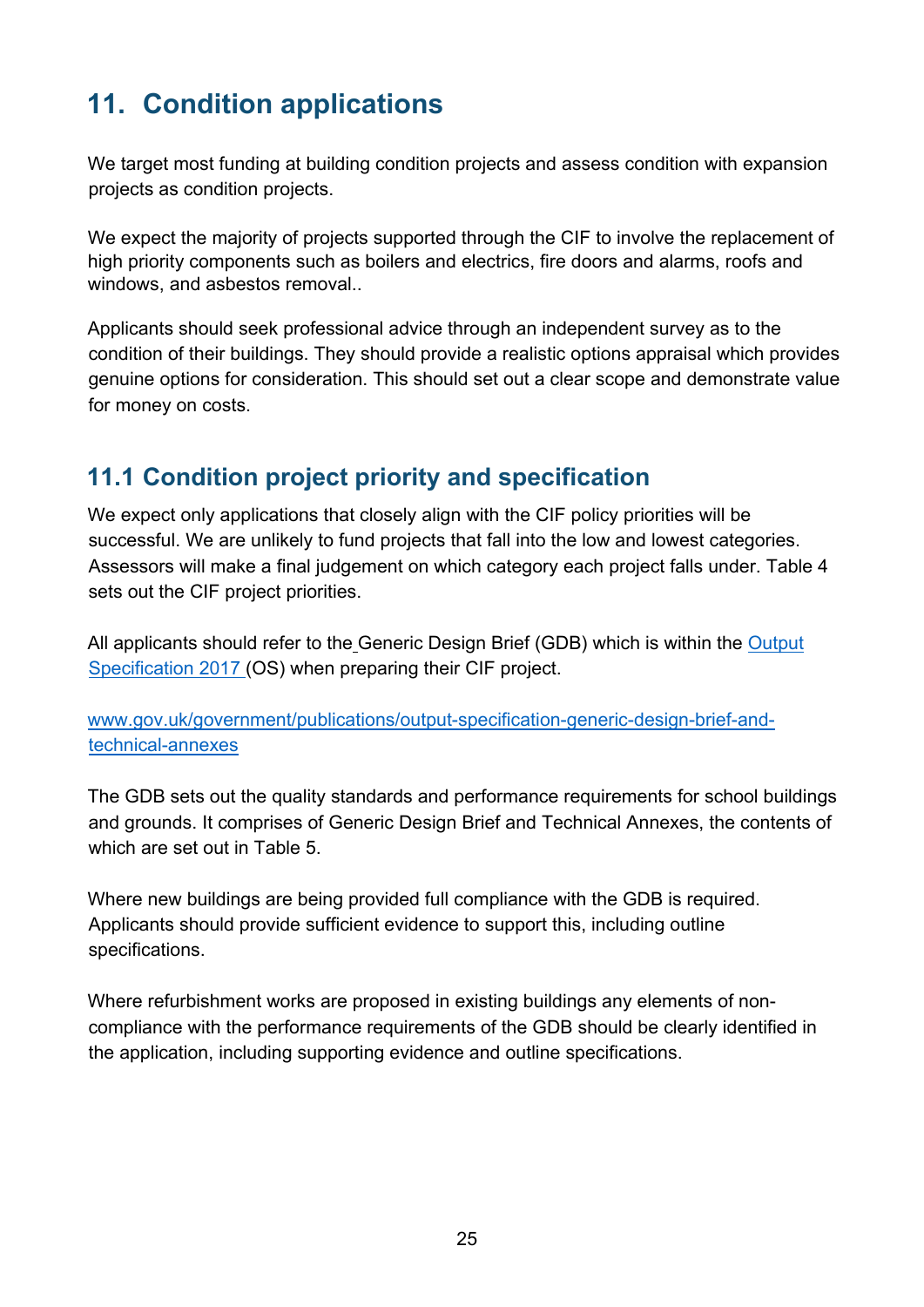# 11. Condition applications

We target most funding at building condition projects and assess condition with expansion projects as condition projects.

We expect the majority of projects supported through the CIF to involve the replacement of high priority components such as boilers and electrics, fire doors and alarms, roofs and windows, and asbestos removal..

Applicants should seek professional advice through an independent survey as to the condition of their buildings. They should provide a realistic options appraisal which provides genuine options for consideration. This should set out a clear scope and demonstrate value for money on costs.

## 11.1 Condition project priority and specification

We expect only applications that closely align with the CIF policy priorities will be successful. We are unlikely to fund projects that fall into the low and lowest categories. Assessors will make a final judgement on which category each project falls under. Table 4 sets out the CIF project priorities.

All applicants should refer to the Generic Design Brief (GDB) which is within the [Output Specification 2017](www.gov.uk/government/publications/output-specification-generic-design-brief-and-technical-annexes) (OS) when preparing their CIF project.

[www.gov.uk/government/publications/output-specification-generic-design-brief-and-technical-annexes](www.gov.uk/government/publications/output-specification-generic-design-brief-and-technical-annexes)

The GDB sets out the quality standards and performance requirements for school buildings and grounds. It comprises of Generic Design Brief and Technical Annexes, the contents of which are set out in Table 5.

Where new buildings are being provided full compliance with the GDB is required. Applicants should provide sufficient evidence to support this, including outline specifications.

Where refurbishment works are proposed in existing buildings any elements of non-compliance with the performance requirements of the GDB should be clearly identified in the application, including supporting evidence and outline specifications.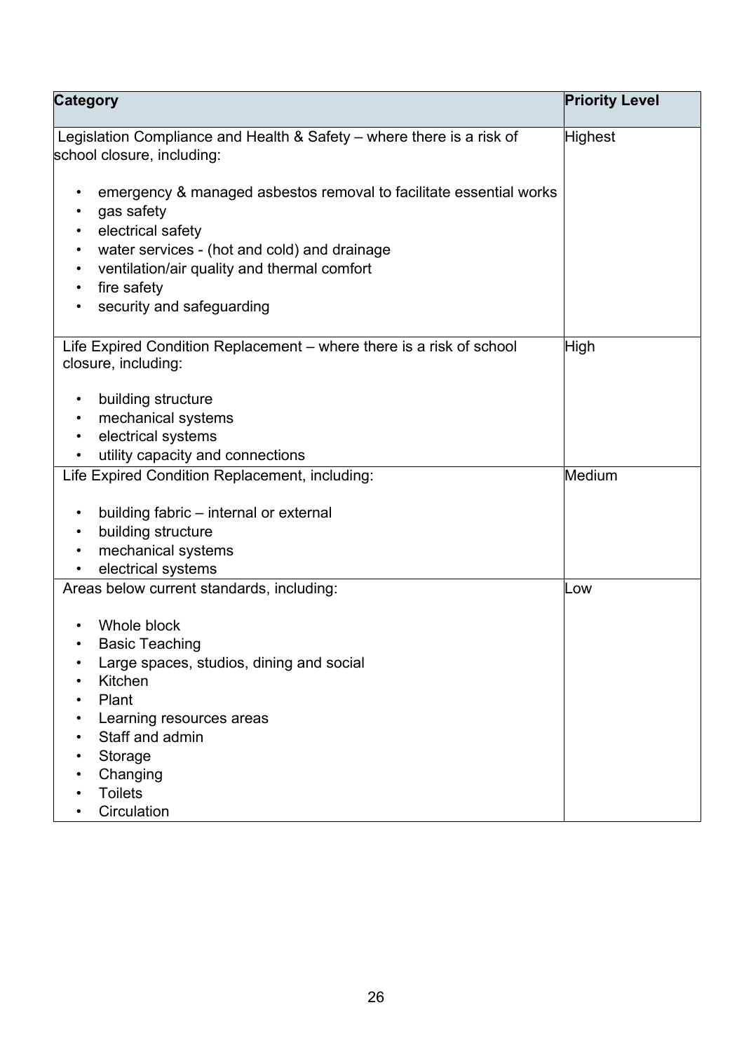| Category | Priority Level |
|---|---|
| Legislation Compliance and Health & Safety – where there is a risk of school closure, including:<br><br>• emergency & managed asbestos removal to facilitate essential works<br>• gas safety<br>• electrical safety<br>• water services - (hot and cold) and drainage<br>• ventilation/air quality and thermal comfort<br>• fire safety<br>• security and safeguarding | Highest |
| Life Expired Condition Replacement – where there is a risk of school closure, including:<br><br>• building structure<br>• mechanical systems<br>• electrical systems<br>• utility capacity and connections | High |
| Life Expired Condition Replacement, including:<br><br>• building fabric – internal or external<br>• building structure<br>• mechanical systems<br>• electrical systems | Medium |
| Areas below current standards, including:<br><br>• Whole block<br>• Basic Teaching<br>• Large spaces, studios, dining and social<br>• Kitchen<br>• Plant<br>• Learning resources areas<br>• Staff and admin<br>• Storage<br>• Changing<br>• Toilets<br>• Circulation | Low |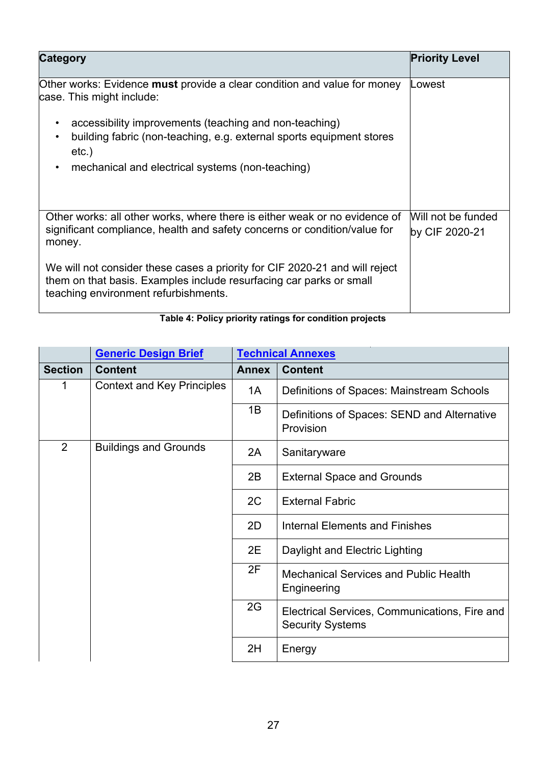| Category | Priority Level |
|---|---|
| Other works: Evidence **must** provide a clear condition and value for money case. This might include:<br><br>• accessibility improvements (teaching and non-teaching)<br>• building fabric (non-teaching, e.g. external sports equipment stores etc.)<br>• mechanical and electrical systems (non-teaching) | Lowest |
| Other works: all other works, where there is either weak or no evidence of significant compliance, health and safety concerns or condition/value for money.<br><br>We will not consider these cases a priority for CIF 2020-21 and will reject them on that basis. Examples include resurfacing car parks or small teaching environment refurbishments. | Will not be funded by CIF 2020-21 |

**Table 4: Policy priority ratings for condition projects**

| | [Generic Design Brief]() | [Technical Annexes]() | |
|---|---|---|---|
| **Section** | **Content** | **Annex** | **Content** |
| 1 | Context and Key Principles | 1A | Definitions of Spaces: Mainstream Schools |
| | | 1B | Definitions of Spaces: SEND and Alternative Provision |
| 2 | Buildings and Grounds | 2A | Sanitaryware |
| | | 2B | External Space and Grounds |
| | | 2C | External Fabric |
| | | 2D | Internal Elements and Finishes |
| | | 2E | Daylight and Electric Lighting |
| | | 2F | Mechanical Services and Public Health Engineering |
| | | 2G | Electrical Services, Communications, Fire and Security Systems |
| | | 2H | Energy |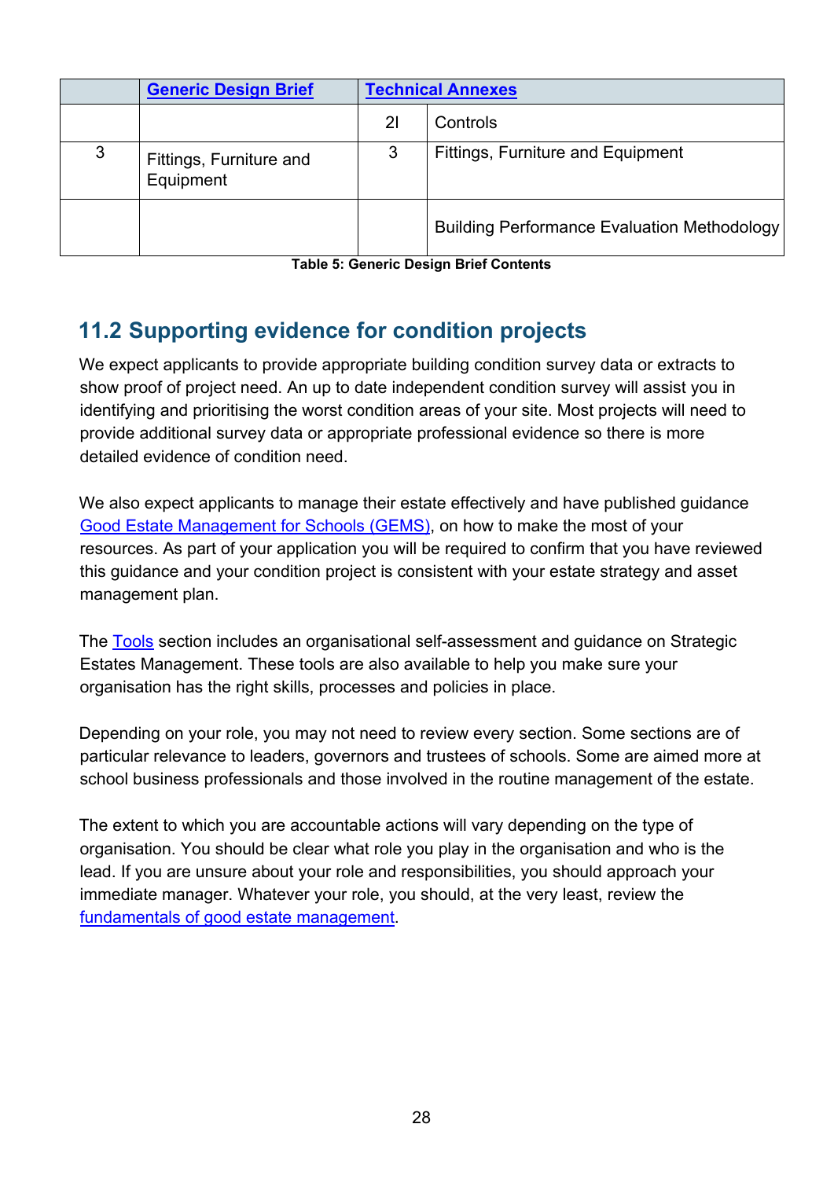| | Generic Design Brief | Technical Annexes | |
|---|---|---|---|
| | | 2I | Controls |
| 3 | Fittings, Furniture and Equipment | 3 | Fittings, Furniture and Equipment |
| | | | Building Performance Evaluation Methodology |

**Table 5: Generic Design Brief Contents**

## 11.2 Supporting evidence for condition projects

We expect applicants to provide appropriate building condition survey data or extracts to show proof of project need. An up to date independent condition survey will assist you in identifying and prioritising the worst condition areas of your site. Most projects will need to provide additional survey data or appropriate professional evidence so there is more detailed evidence of condition need.

We also expect applicants to manage their estate effectively and have published guidance Good Estate Management for Schools (GEMS), on how to make the most of your resources. As part of your application you will be required to confirm that you have reviewed this guidance and your condition project is consistent with your estate strategy and asset management plan.

The Tools section includes an organisational self-assessment and guidance on Strategic Estates Management. These tools are also available to help you make sure your organisation has the right skills, processes and policies in place.

Depending on your role, you may not need to review every section. Some sections are of particular relevance to leaders, governors and trustees of schools. Some are aimed more at school business professionals and those involved in the routine management of the estate.

The extent to which you are accountable actions will vary depending on the type of organisation. You should be clear what role you play in the organisation and who is the lead. If you are unsure about your role and responsibilities, you should approach your immediate manager. Whatever your role, you should, at the very least, review the fundamentals of good estate management.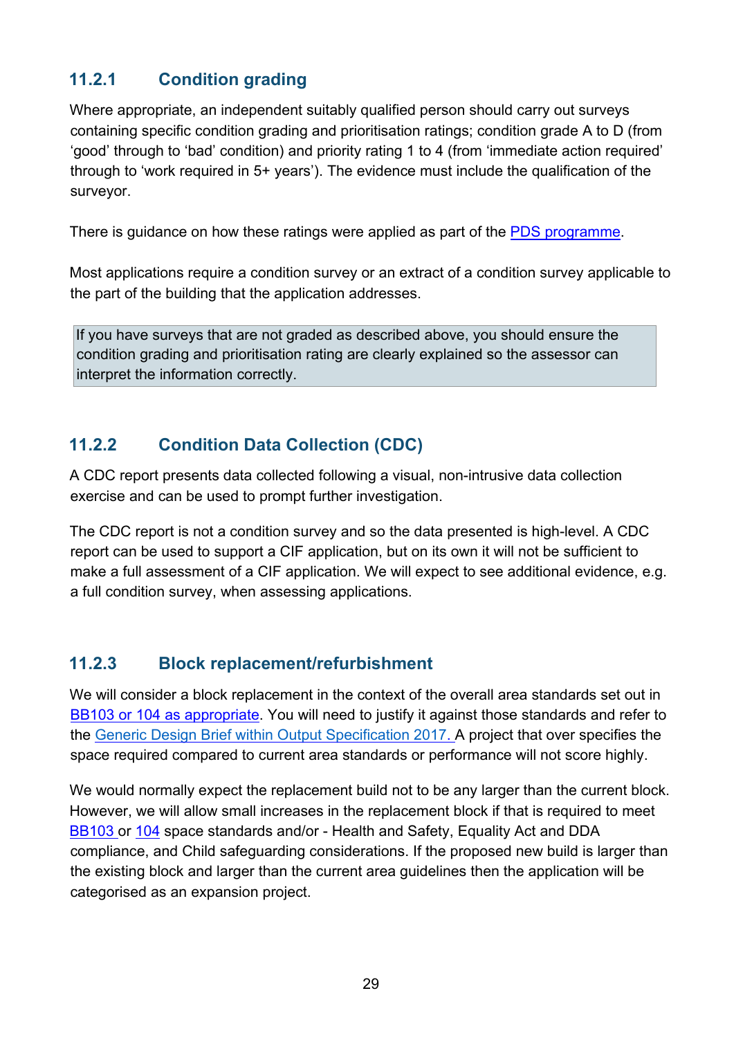### 11.2.1 Condition grading

Where appropriate, an independent suitably qualified person should carry out surveys containing specific condition grading and prioritisation ratings; condition grade A to D (from 'good' through to 'bad' condition) and priority rating 1 to 4 (from 'immediate action required' through to 'work required in 5+ years'). The evidence must include the qualification of the surveyor.

There is guidance on how these ratings were applied as part of the PDS programme.

Most applications require a condition survey or an extract of a condition survey applicable to the part of the building that the application addresses.

> If you have surveys that are not graded as described above, you should ensure the condition grading and prioritisation rating are clearly explained so the assessor can interpret the information correctly.

### 11.2.2 Condition Data Collection (CDC)

A CDC report presents data collected following a visual, non-intrusive data collection exercise and can be used to prompt further investigation.

The CDC report is not a condition survey and so the data presented is high-level. A CDC report can be used to support a CIF application, but on its own it will not be sufficient to make a full assessment of a CIF application. We will expect to see additional evidence, e.g. a full condition survey, when assessing applications.

### 11.2.3 Block replacement/refurbishment

We will consider a block replacement in the context of the overall area standards set out in BB103 or 104 as appropriate. You will need to justify it against those standards and refer to the Generic Design Brief within Output Specification 2017. A project that over specifies the space required compared to current area standards or performance will not score highly.

We would normally expect the replacement build not to be any larger than the current block. However, we will allow small increases in the replacement block if that is required to meet BB103 or 104 space standards and/or - Health and Safety, Equality Act and DDA compliance, and Child safeguarding considerations. If the proposed new build is larger than the existing block and larger than the current area guidelines then the application will be categorised as an expansion project.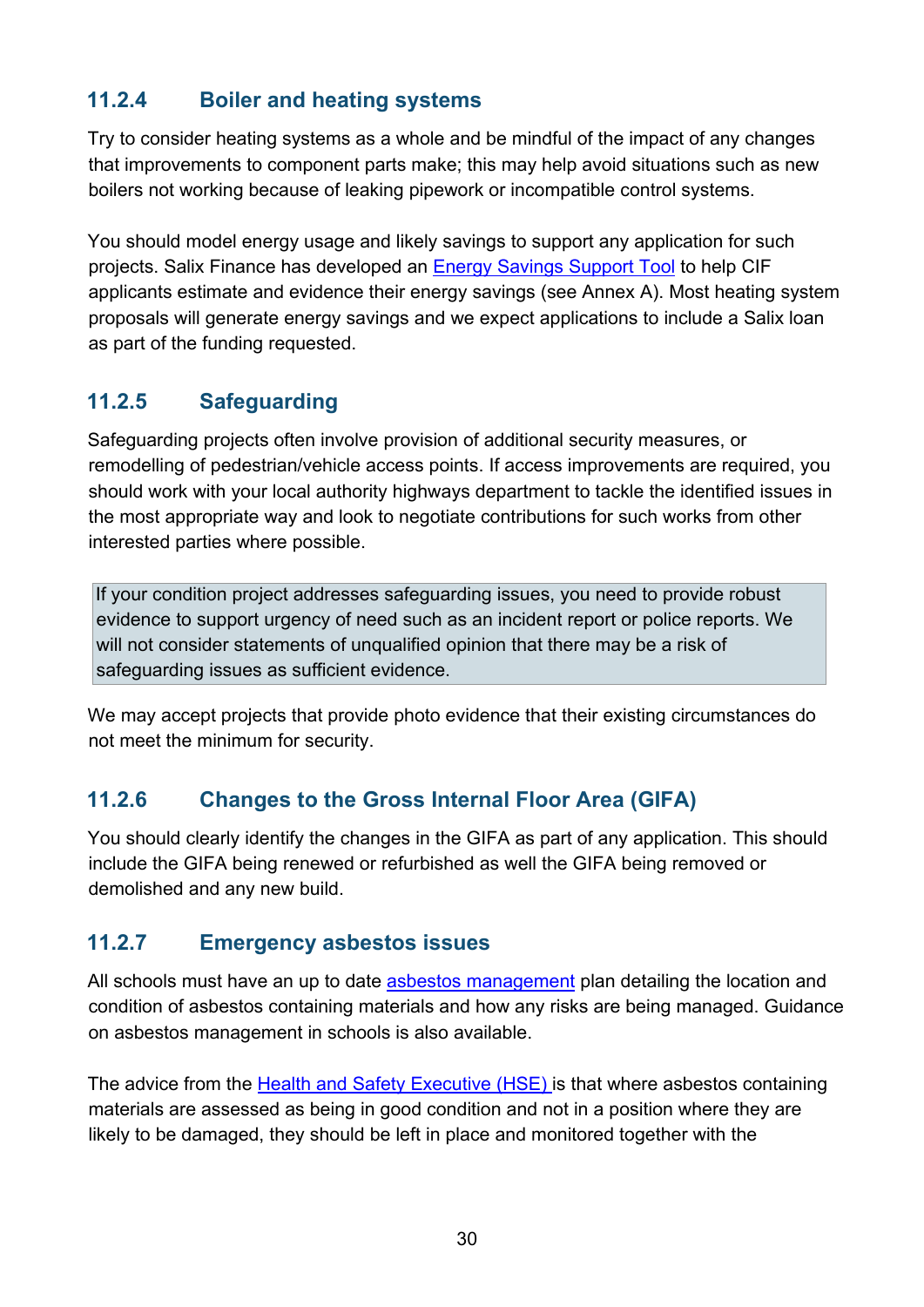### 11.2.4 Boiler and heating systems

Try to consider heating systems as a whole and be mindful of the impact of any changes that improvements to component parts make; this may help avoid situations such as new boilers not working because of leaking pipework or incompatible control systems.

You should model energy usage and likely savings to support any application for such projects. Salix Finance has developed an Energy Savings Support Tool to help CIF applicants estimate and evidence their energy savings (see Annex A). Most heating system proposals will generate energy savings and we expect applications to include a Salix loan as part of the funding requested.

### 11.2.5 Safeguarding

Safeguarding projects often involve provision of additional security measures, or remodelling of pedestrian/vehicle access points. If access improvements are required, you should work with your local authority highways department to tackle the identified issues in the most appropriate way and look to negotiate contributions for such works from other interested parties where possible.

> If your condition project addresses safeguarding issues, you need to provide robust evidence to support urgency of need such as an incident report or police reports. We will not consider statements of unqualified opinion that there may be a risk of safeguarding issues as sufficient evidence.

We may accept projects that provide photo evidence that their existing circumstances do not meet the minimum for security.

### 11.2.6 Changes to the Gross Internal Floor Area (GIFA)

You should clearly identify the changes in the GIFA as part of any application. This should include the GIFA being renewed or refurbished as well the GIFA being removed or demolished and any new build.

### 11.2.7 Emergency asbestos issues

All schools must have an up to date asbestos management plan detailing the location and condition of asbestos containing materials and how any risks are being managed. Guidance on asbestos management in schools is also available.

The advice from the Health and Safety Executive (HSE) is that where asbestos containing materials are assessed as being in good condition and not in a position where they are likely to be damaged, they should be left in place and monitored together with the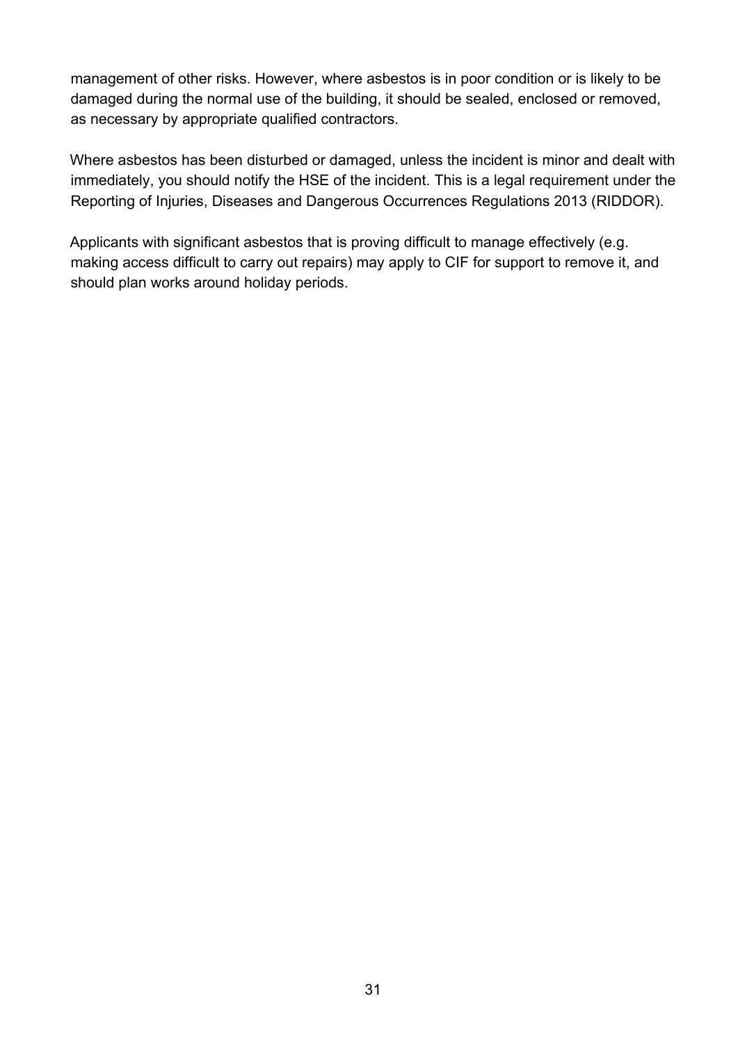management of other risks. However, where asbestos is in poor condition or is likely to be damaged during the normal use of the building, it should be sealed, enclosed or removed, as necessary by appropriate qualified contractors.

Where asbestos has been disturbed or damaged, unless the incident is minor and dealt with immediately, you should notify the HSE of the incident. This is a legal requirement under the Reporting of Injuries, Diseases and Dangerous Occurrences Regulations 2013 (RIDDOR).

Applicants with significant asbestos that is proving difficult to manage effectively (e.g. making access difficult to carry out repairs) may apply to CIF for support to remove it, and should plan works around holiday periods.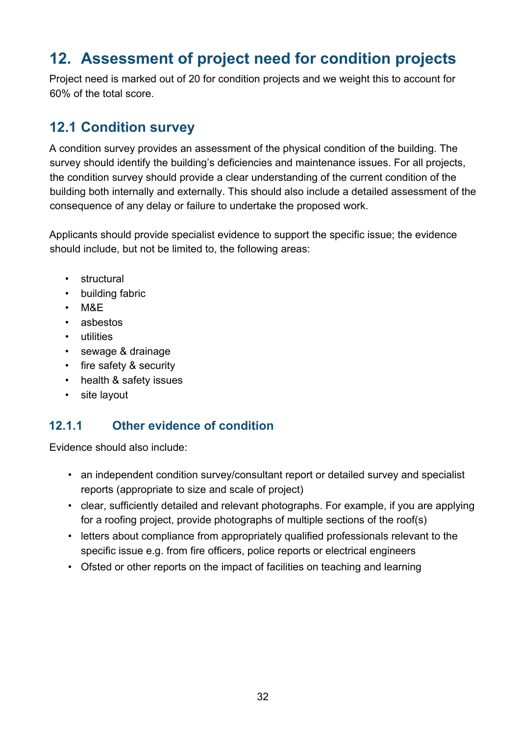# 12. Assessment of project need for condition projects

Project need is marked out of 20 for condition projects and we weight this to account for 60% of the total score.

## 12.1 Condition survey

A condition survey provides an assessment of the physical condition of the building. The survey should identify the building's deficiencies and maintenance issues. For all projects, the condition survey should provide a clear understanding of the current condition of the building both internally and externally. This should also include a detailed assessment of the consequence of any delay or failure to undertake the proposed work.

Applicants should provide specialist evidence to support the specific issue; the evidence should include, but not be limited to, the following areas:

- structural
- building fabric
- M&E
- asbestos
- utilities
- sewage & drainage
- fire safety & security
- health & safety issues
- site layout

### 12.1.1 Other evidence of condition

Evidence should also include:

- an independent condition survey/consultant report or detailed survey and specialist reports (appropriate to size and scale of project)
- clear, sufficiently detailed and relevant photographs. For example, if you are applying for a roofing project, provide photographs of multiple sections of the roof(s)
- letters about compliance from appropriately qualified professionals relevant to the specific issue e.g. from fire officers, police reports or electrical engineers
- Ofsted or other reports on the impact of facilities on teaching and learning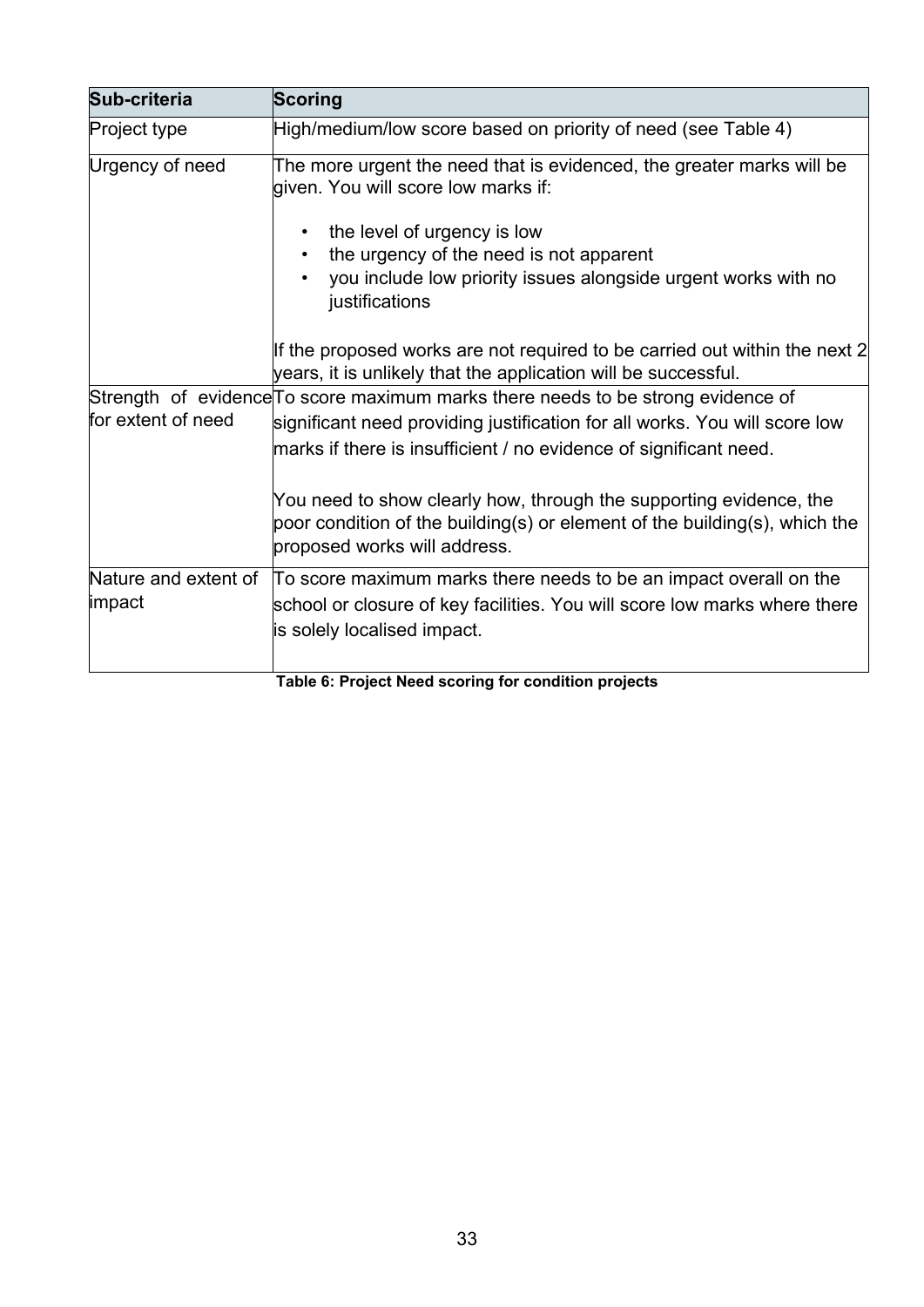| Sub-criteria | Scoring |
|---|---|
| Project type | High/medium/low score based on priority of need (see Table 4) |
| Urgency of need | The more urgent the need that is evidenced, the greater marks will be given. You will score low marks if:<br><br>• the level of urgency is low<br>• the urgency of the need is not apparent<br>• you include low priority issues alongside urgent works with no justifications<br><br>If the proposed works are not required to be carried out within the next 2 years, it is unlikely that the application will be successful. |
| Strength of evidence for extent of need | To score maximum marks there needs to be strong evidence of significant need providing justification for all works. You will score low marks if there is insufficient / no evidence of significant need.<br><br>You need to show clearly how, through the supporting evidence, the poor condition of the building(s) or element of the building(s), which the proposed works will address. |
| Nature and extent of impact | To score maximum marks there needs to be an impact overall on the school or closure of key facilities. You will score low marks where there is solely localised impact. |

**Table 6: Project Need scoring for condition projects**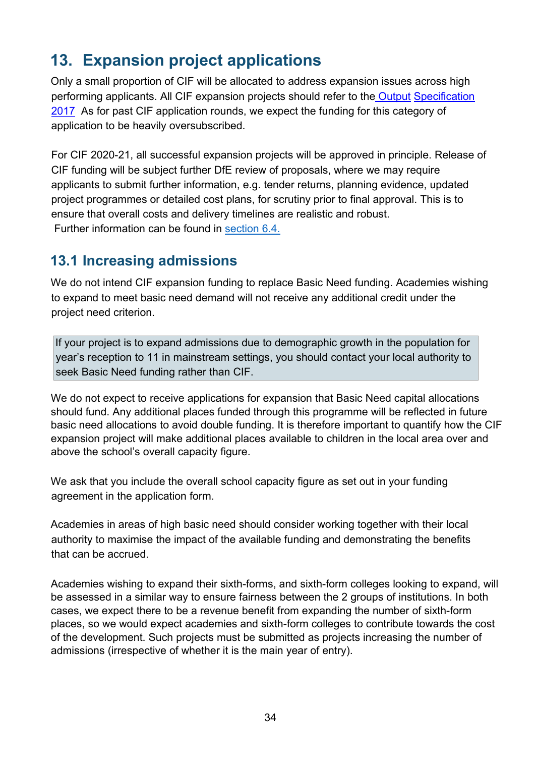# 13. Expansion project applications

Only a small proportion of CIF will be allocated to address expansion issues across high performing applicants. All CIF expansion projects should refer to the Output Specification 2017 As for past CIF application rounds, we expect the funding for this category of application to be heavily oversubscribed.

For CIF 2020-21, all successful expansion projects will be approved in principle. Release of CIF funding will be subject further DfE review of proposals, where we may require applicants to submit further information, e.g. tender returns, planning evidence, updated project programmes or detailed cost plans, for scrutiny prior to final approval. This is to ensure that overall costs and delivery timelines are realistic and robust.
Further information can be found in section 6.4.

## 13.1 Increasing admissions

We do not intend CIF expansion funding to replace Basic Need funding. Academies wishing to expand to meet basic need demand will not receive any additional credit under the project need criterion.

> If your project is to expand admissions due to demographic growth in the population for year's reception to 11 in mainstream settings, you should contact your local authority to seek Basic Need funding rather than CIF.

We do not expect to receive applications for expansion that Basic Need capital allocations should fund. Any additional places funded through this programme will be reflected in future basic need allocations to avoid double funding. It is therefore important to quantify how the CIF expansion project will make additional places available to children in the local area over and above the school's overall capacity figure.

We ask that you include the overall school capacity figure as set out in your funding agreement in the application form.

Academies in areas of high basic need should consider working together with their local authority to maximise the impact of the available funding and demonstrating the benefits that can be accrued.

Academies wishing to expand their sixth-forms, and sixth-form colleges looking to expand, will be assessed in a similar way to ensure fairness between the 2 groups of institutions. In both cases, we expect there to be a revenue benefit from expanding the number of sixth-form places, so we would expect academies and sixth-form colleges to contribute towards the cost of the development. Such projects must be submitted as projects increasing the number of admissions (irrespective of whether it is the main year of entry).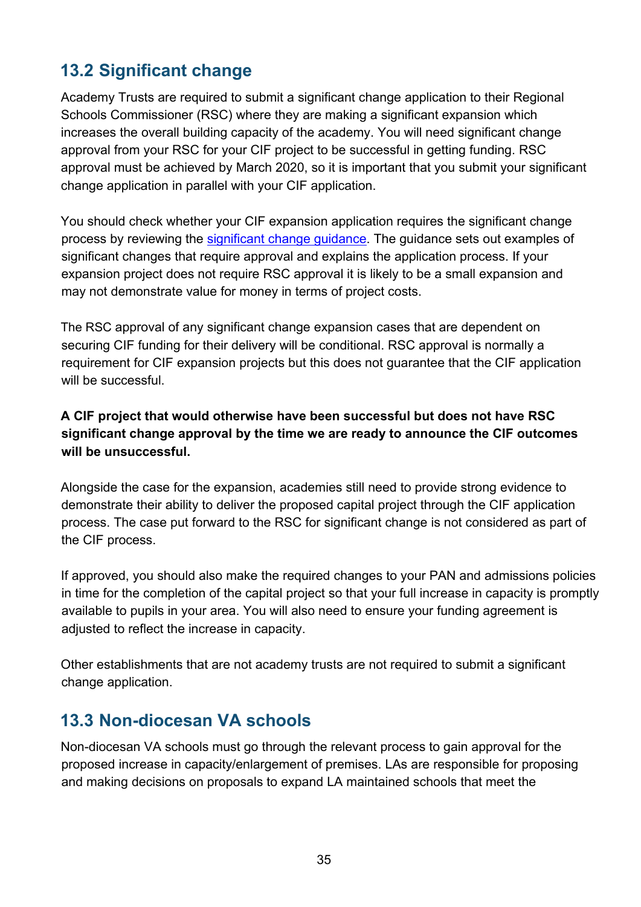## 13.2 Significant change

Academy Trusts are required to submit a significant change application to their Regional Schools Commissioner (RSC) where they are making a significant expansion which increases the overall building capacity of the academy. You will need significant change approval from your RSC for your CIF project to be successful in getting funding. RSC approval must be achieved by March 2020, so it is important that you submit your significant change application in parallel with your CIF application.

You should check whether your CIF expansion application requires the significant change process by reviewing the significant change guidance. The guidance sets out examples of significant changes that require approval and explains the application process. If your expansion project does not require RSC approval it is likely to be a small expansion and may not demonstrate value for money in terms of project costs.

The RSC approval of any significant change expansion cases that are dependent on securing CIF funding for their delivery will be conditional. RSC approval is normally a requirement for CIF expansion projects but this does not guarantee that the CIF application will be successful.

**A CIF project that would otherwise have been successful but does not have RSC significant change approval by the time we are ready to announce the CIF outcomes will be unsuccessful.**

Alongside the case for the expansion, academies still need to provide strong evidence to demonstrate their ability to deliver the proposed capital project through the CIF application process. The case put forward to the RSC for significant change is not considered as part of the CIF process.

If approved, you should also make the required changes to your PAN and admissions policies in time for the completion of the capital project so that your full increase in capacity is promptly available to pupils in your area. You will also need to ensure your funding agreement is adjusted to reflect the increase in capacity.

Other establishments that are not academy trusts are not required to submit a significant change application.

## 13.3 Non-diocesan VA schools

Non-diocesan VA schools must go through the relevant process to gain approval for the proposed increase in capacity/enlargement of premises. LAs are responsible for proposing and making decisions on proposals to expand LA maintained schools that meet the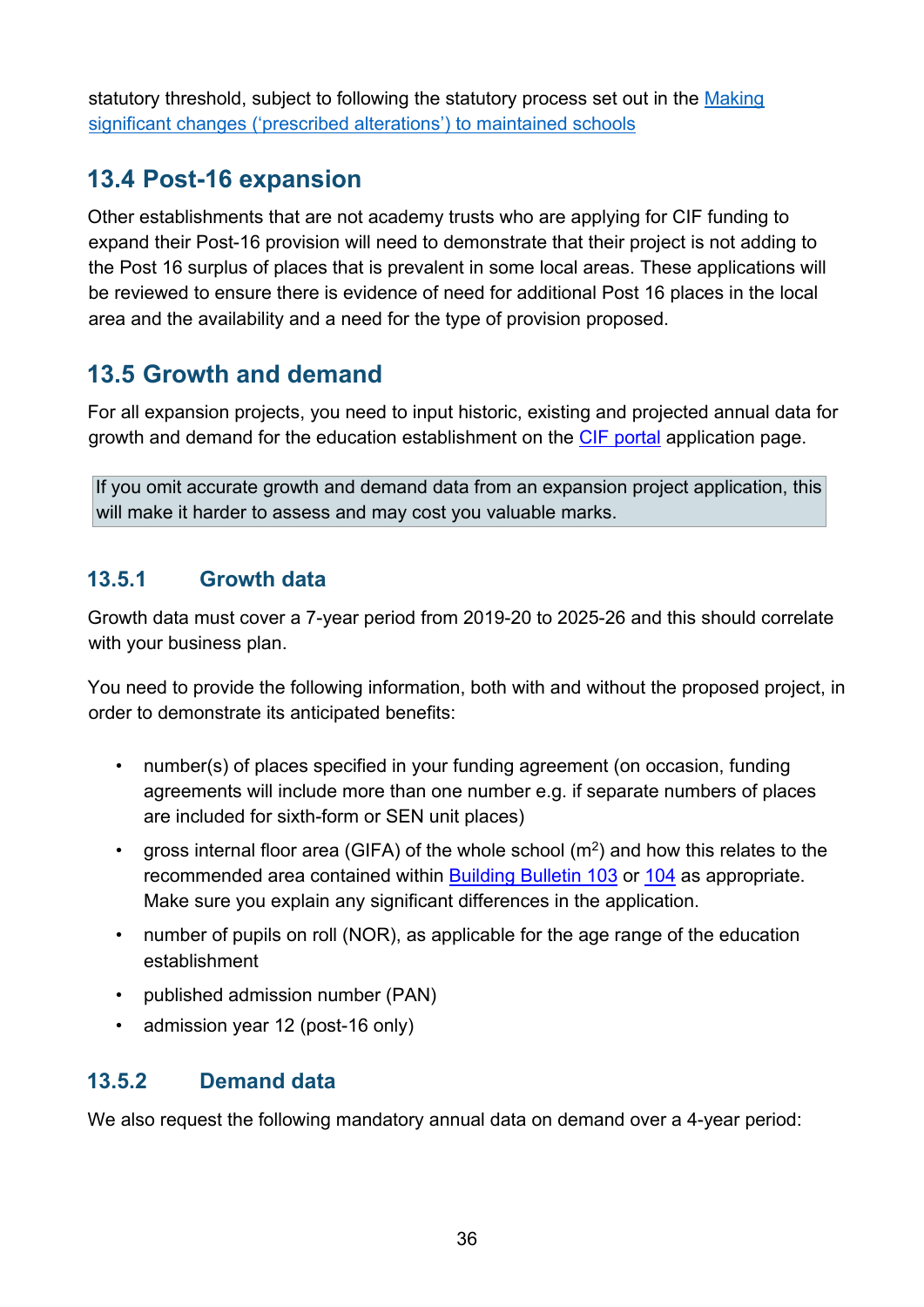statutory threshold, subject to following the statutory process set out in the [Making significant changes ('prescribed alterations') to maintained schools](#)

## 13.4 Post-16 expansion

Other establishments that are not academy trusts who are applying for CIF funding to expand their Post-16 provision will need to demonstrate that their project is not adding to the Post 16 surplus of places that is prevalent in some local areas. These applications will be reviewed to ensure there is evidence of need for additional Post 16 places in the local area and the availability and a need for the type of provision proposed.

## 13.5 Growth and demand

For all expansion projects, you need to input historic, existing and projected annual data for growth and demand for the education establishment on the [CIF portal](#) application page.

> If you omit accurate growth and demand data from an expansion project application, this will make it harder to assess and may cost you valuable marks.

### 13.5.1 Growth data

Growth data must cover a 7-year period from 2019-20 to 2025-26 and this should correlate with your business plan.

You need to provide the following information, both with and without the proposed project, in order to demonstrate its anticipated benefits:

- number(s) of places specified in your funding agreement (on occasion, funding agreements will include more than one number e.g. if separate numbers of places are included for sixth-form or SEN unit places)
- gross internal floor area (GIFA) of the whole school ($m^2$) and how this relates to the recommended area contained within [Building Bulletin 103](#) or [104](#) as appropriate. Make sure you explain any significant differences in the application.
- number of pupils on roll (NOR), as applicable for the age range of the education establishment
- published admission number (PAN)
- admission year 12 (post-16 only)

### 13.5.2 Demand data

We also request the following mandatory annual data on demand over a 4-year period: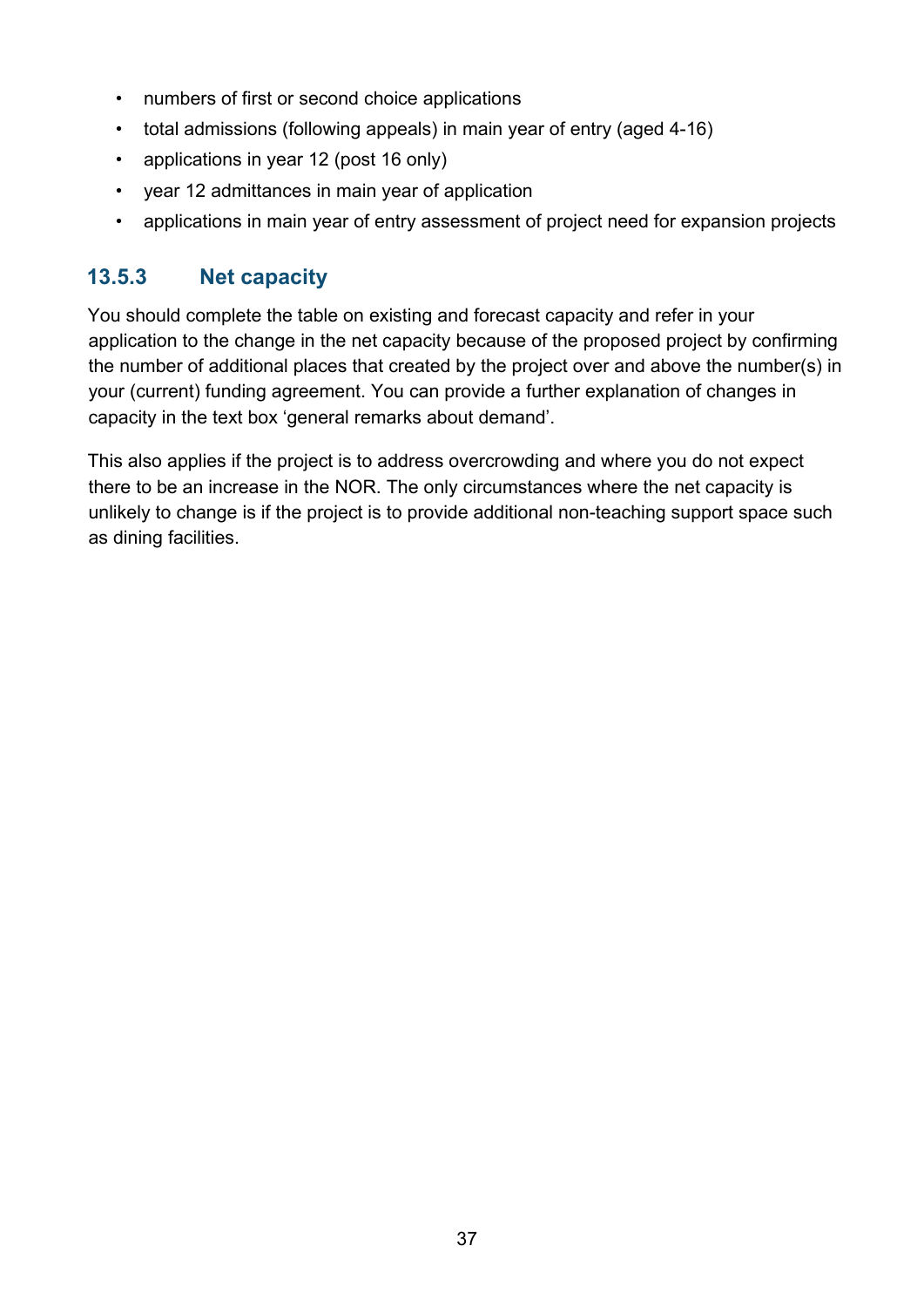- numbers of first or second choice applications
- total admissions (following appeals) in main year of entry (aged 4-16)
- applications in year 12 (post 16 only)
- year 12 admittances in main year of application
- applications in main year of entry assessment of project need for expansion projects

### 13.5.3 Net capacity

You should complete the table on existing and forecast capacity and refer in your application to the change in the net capacity because of the proposed project by confirming the number of additional places that created by the project over and above the number(s) in your (current) funding agreement. You can provide a further explanation of changes in capacity in the text box 'general remarks about demand'.

This also applies if the project is to address overcrowding and where you do not expect there to be an increase in the NOR. The only circumstances where the net capacity is unlikely to change is if the project is to provide additional non-teaching support space such as dining facilities.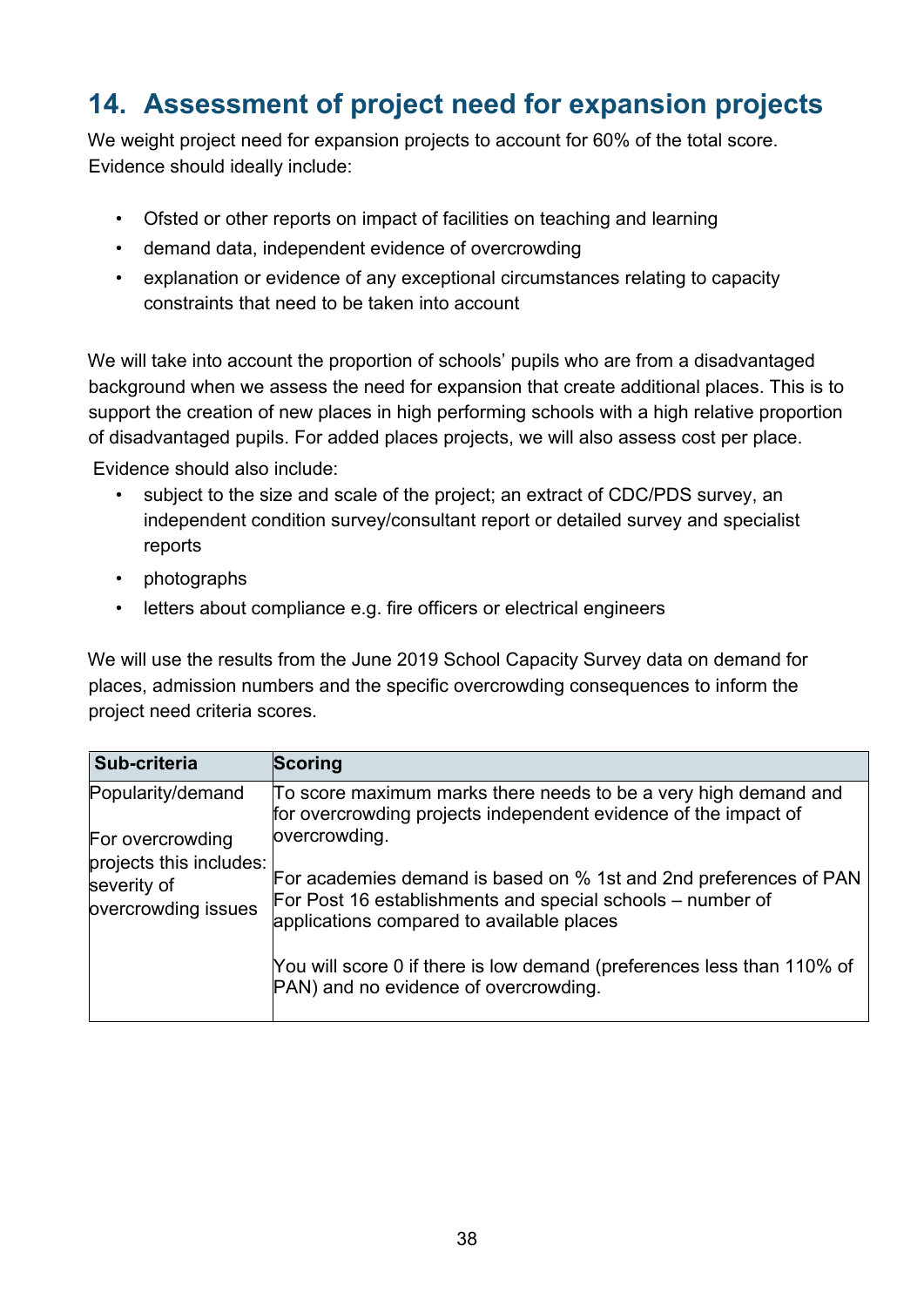## 14. Assessment of project need for expansion projects

We weight project need for expansion projects to account for 60% of the total score. Evidence should ideally include:

- Ofsted or other reports on impact of facilities on teaching and learning
- demand data, independent evidence of overcrowding
- explanation or evidence of any exceptional circumstances relating to capacity constraints that need to be taken into account

We will take into account the proportion of schools' pupils who are from a disadvantaged background when we assess the need for expansion that create additional places. This is to support the creation of new places in high performing schools with a high relative proportion of disadvantaged pupils. For added places projects, we will also assess cost per place.

Evidence should also include:

- subject to the size and scale of the project; an extract of CDC/PDS survey, an independent condition survey/consultant report or detailed survey and specialist reports
- photographs
- letters about compliance e.g. fire officers or electrical engineers

We will use the results from the June 2019 School Capacity Survey data on demand for places, admission numbers and the specific overcrowding consequences to inform the project need criteria scores.

| Sub-criteria | Scoring |
|---|---|
| Popularity/demand<br><br>For overcrowding projects this includes: severity of overcrowding issues | To score maximum marks there needs to be a very high demand and for overcrowding projects independent evidence of the impact of overcrowding.<br><br>For academies demand is based on % 1st and 2nd preferences of PAN For Post 16 establishments and special schools – number of applications compared to available places<br><br>You will score 0 if there is low demand (preferences less than 110% of PAN) and no evidence of overcrowding. |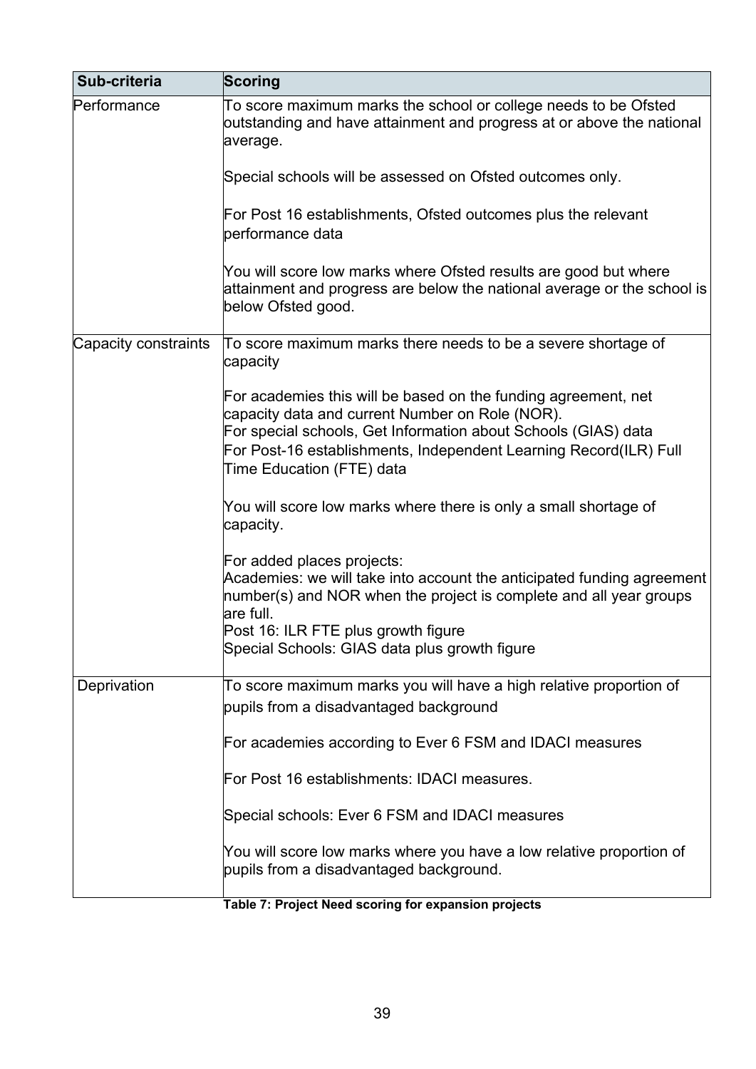| Sub-criteria | Scoring |
| --- | --- |
| Performance | To score maximum marks the school or college needs to be Ofsted outstanding and have attainment and progress at or above the national average.<br><br>Special schools will be assessed on Ofsted outcomes only.<br><br>For Post 16 establishments, Ofsted outcomes plus the relevant performance data<br><br>You will score low marks where Ofsted results are good but where attainment and progress are below the national average or the school is below Ofsted good. |
| Capacity constraints | To score maximum marks there needs to be a severe shortage of capacity<br><br>For academies this will be based on the funding agreement, net capacity data and current Number on Role (NOR).<br>For special schools, Get Information about Schools (GIAS) data<br>For Post-16 establishments, Independent Learning Record(ILR) Full Time Education (FTE) data<br><br>You will score low marks where there is only a small shortage of capacity.<br><br>For added places projects:<br>Academies: we will take into account the anticipated funding agreement number(s) and NOR when the project is complete and all year groups are full.<br>Post 16: ILR FTE plus growth figure<br>Special Schools: GIAS data plus growth figure |
| Deprivation | To score maximum marks you will have a high relative proportion of pupils from a disadvantaged background<br><br>For academies according to Ever 6 FSM and IDACI measures<br><br>For Post 16 establishments: IDACI measures.<br><br>Special schools: Ever 6 FSM and IDACI measures<br><br>You will score low marks where you have a low relative proportion of pupils from a disadvantaged background. |

**Table 7: Project Need scoring for expansion projects**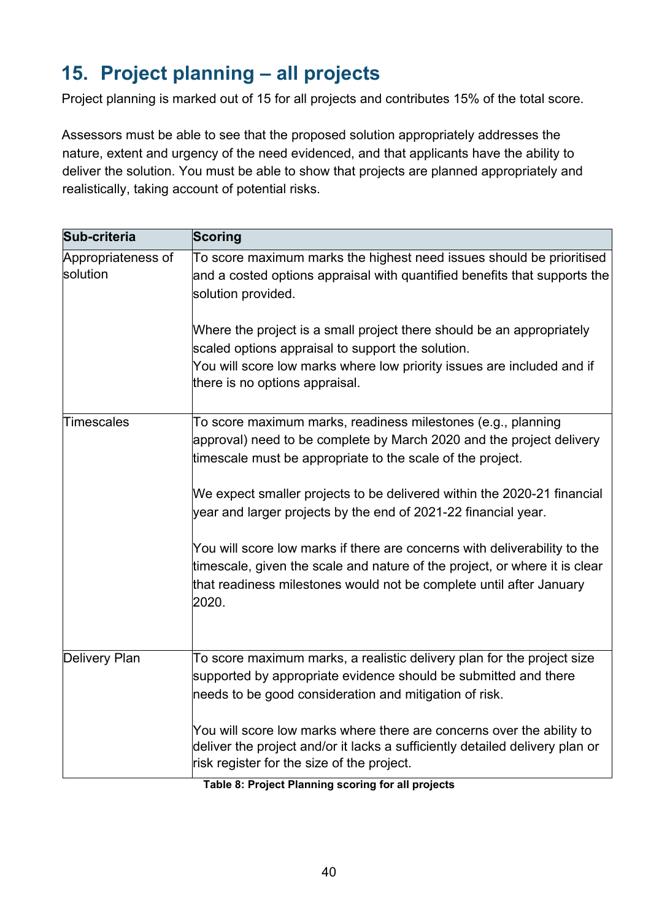## 15. Project planning – all projects

Project planning is marked out of 15 for all projects and contributes 15% of the total score.

Assessors must be able to see that the proposed solution appropriately addresses the nature, extent and urgency of the need evidenced, and that applicants have the ability to deliver the solution. You must be able to show that projects are planned appropriately and realistically, taking account of potential risks.

| Sub-criteria | Scoring |
|---|---|
| Appropriateness of solution | To score maximum marks the highest need issues should be prioritised and a costed options appraisal with quantified benefits that supports the solution provided.<br><br>Where the project is a small project there should be an appropriately scaled options appraisal to support the solution.<br>You will score low marks where low priority issues are included and if there is no options appraisal. |
| Timescales | To score maximum marks, readiness milestones (e.g., planning approval) need to be complete by March 2020 and the project delivery timescale must be appropriate to the scale of the project.<br><br>We expect smaller projects to be delivered within the 2020-21 financial year and larger projects by the end of 2021-22 financial year.<br><br>You will score low marks if there are concerns with deliverability to the timescale, given the scale and nature of the project, or where it is clear that readiness milestones would not be complete until after January 2020. |
| Delivery Plan | To score maximum marks, a realistic delivery plan for the project size supported by appropriate evidence should be submitted and there needs to be good consideration and mitigation of risk.<br><br>You will score low marks where there are concerns over the ability to deliver the project and/or it lacks a sufficiently detailed delivery plan or risk register for the size of the project. |

**Table 8: Project Planning scoring for all projects**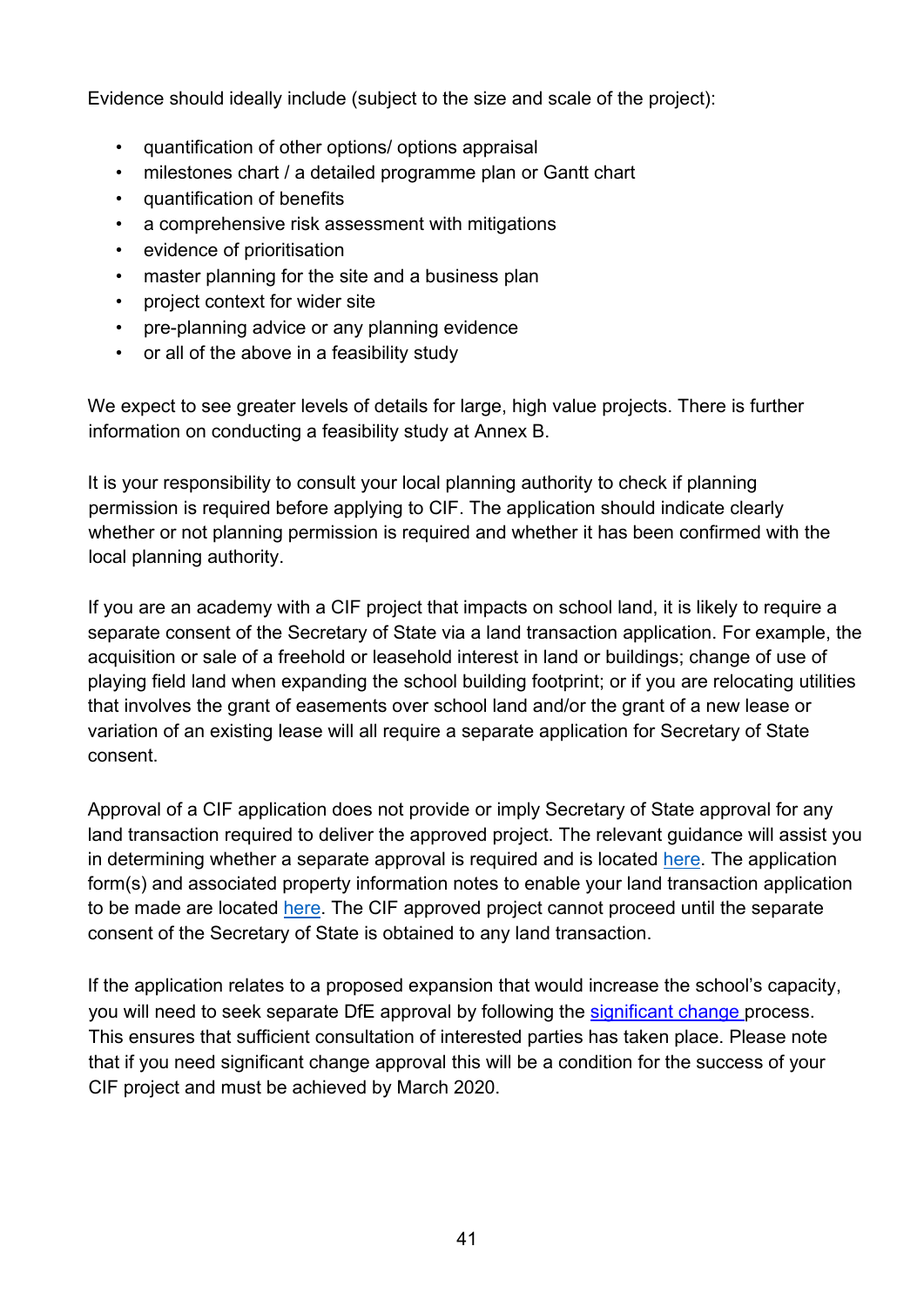Evidence should ideally include (subject to the size and scale of the project):

- quantification of other options/ options appraisal
- milestones chart / a detailed programme plan or Gantt chart
- quantification of benefits
- a comprehensive risk assessment with mitigations
- evidence of prioritisation
- master planning for the site and a business plan
- project context for wider site
- pre-planning advice or any planning evidence
- or all of the above in a feasibility study

We expect to see greater levels of details for large, high value projects. There is further information on conducting a feasibility study at Annex B.

It is your responsibility to consult your local planning authority to check if planning permission is required before applying to CIF. The application should indicate clearly whether or not planning permission is required and whether it has been confirmed with the local planning authority.

If you are an academy with a CIF project that impacts on school land, it is likely to require a separate consent of the Secretary of State via a land transaction application. For example, the acquisition or sale of a freehold or leasehold interest in land or buildings; change of use of playing field land when expanding the school building footprint; or if you are relocating utilities that involves the grant of easements over school land and/or the grant of a new lease or variation of an existing lease will all require a separate application for Secretary of State consent.

Approval of a CIF application does not provide or imply Secretary of State approval for any land transaction required to deliver the approved project. The relevant guidance will assist you in determining whether a separate approval is required and is located here. The application form(s) and associated property information notes to enable your land transaction application to be made are located here. The CIF approved project cannot proceed until the separate consent of the Secretary of State is obtained to any land transaction.

If the application relates to a proposed expansion that would increase the school's capacity, you will need to seek separate DfE approval by following the significant change process. This ensures that sufficient consultation of interested parties has taken place. Please note that if you need significant change approval this will be a condition for the success of your CIF project and must be achieved by March 2020.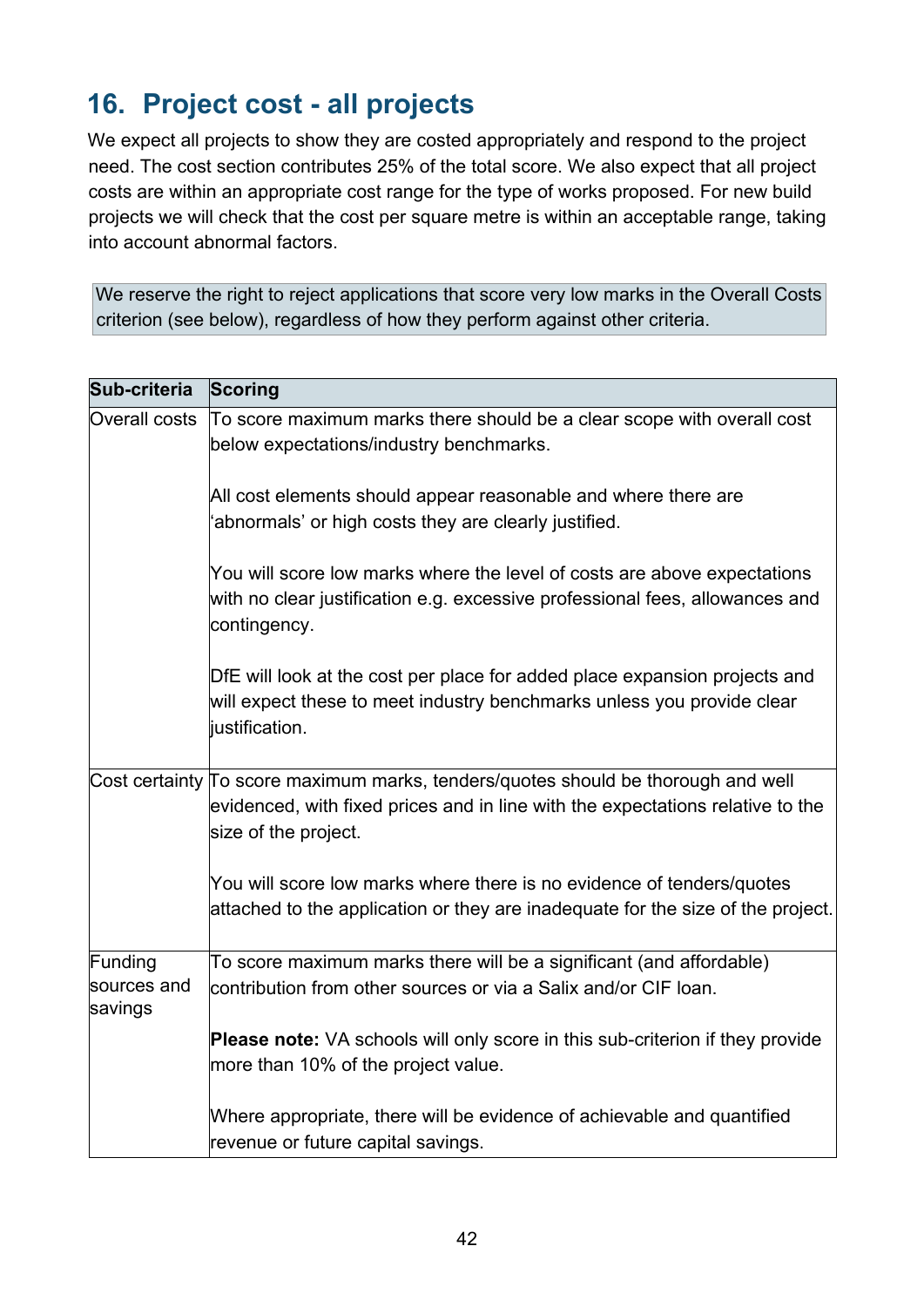## 16. Project cost - all projects

We expect all projects to show they are costed appropriately and respond to the project need. The cost section contributes 25% of the total score. We also expect that all project costs are within an appropriate cost range for the type of works proposed. For new build projects we will check that the cost per square metre is within an acceptable range, taking into account abnormal factors.

> We reserve the right to reject applications that score very low marks in the Overall Costs criterion (see below), regardless of how they perform against other criteria.

| Sub-criteria | Scoring |
|---|---|
| Overall costs | To score maximum marks there should be a clear scope with overall cost below expectations/industry benchmarks.<br><br>All cost elements should appear reasonable and where there are 'abnormals' or high costs they are clearly justified.<br><br>You will score low marks where the level of costs are above expectations with no clear justification e.g. excessive professional fees, allowances and contingency.<br><br>DfE will look at the cost per place for added place expansion projects and will expect these to meet industry benchmarks unless you provide clear justification. |
| Cost certainty | To score maximum marks, tenders/quotes should be thorough and well evidenced, with fixed prices and in line with the expectations relative to the size of the project.<br><br>You will score low marks where there is no evidence of tenders/quotes attached to the application or they are inadequate for the size of the project. |
| Funding sources and savings | To score maximum marks there will be a significant (and affordable) contribution from other sources or via a Salix and/or CIF loan.<br><br>**Please note:** VA schools will only score in this sub-criterion if they provide more than 10% of the project value.<br><br>Where appropriate, there will be evidence of achievable and quantified revenue or future capital savings. |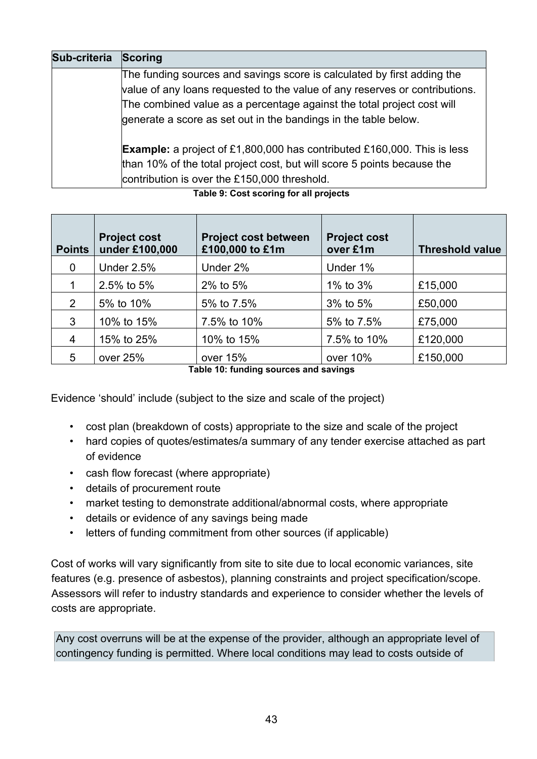| Sub-criteria | Scoring |
|---|---|
| | The funding sources and savings score is calculated by first adding the value of any loans requested to the value of any reserves or contributions. The combined value as a percentage against the total project cost will generate a score as set out in the bandings in the table below.<br><br>**Example:** a project of £1,800,000 has contributed £160,000. This is less than 10% of the total project cost, but will score 5 points because the contribution is over the £150,000 threshold. |

**Table 9: Cost scoring for all projects**

| Points | Project cost under £100,000 | Project cost between £100,000 to £1m | Project cost over £1m | Threshold value |
|---|---|---|---|---|
| 0 | Under 2.5% | Under 2% | Under 1% | |
| 1 | 2.5% to 5% | 2% to 5% | 1% to 3% | £15,000 |
| 2 | 5% to 10% | 5% to 7.5% | 3% to 5% | £50,000 |
| 3 | 10% to 15% | 7.5% to 10% | 5% to 7.5% | £75,000 |
| 4 | 15% to 25% | 10% to 15% | 7.5% to 10% | £120,000 |
| 5 | over 25% | over 15% | over 10% | £150,000 |

**Table 10: funding sources and savings**

Evidence 'should' include (subject to the size and scale of the project)

- cost plan (breakdown of costs) appropriate to the size and scale of the project
- hard copies of quotes/estimates/a summary of any tender exercise attached as part of evidence
- cash flow forecast (where appropriate)
- details of procurement route
- market testing to demonstrate additional/abnormal costs, where appropriate
- details or evidence of any savings being made
- letters of funding commitment from other sources (if applicable)

Cost of works will vary significantly from site to site due to local economic variances, site features (e.g. presence of asbestos), planning constraints and project specification/scope. Assessors will refer to industry standards and experience to consider whether the levels of costs are appropriate.

Any cost overruns will be at the expense of the provider, although an appropriate level of contingency funding is permitted. Where local conditions may lead to costs outside of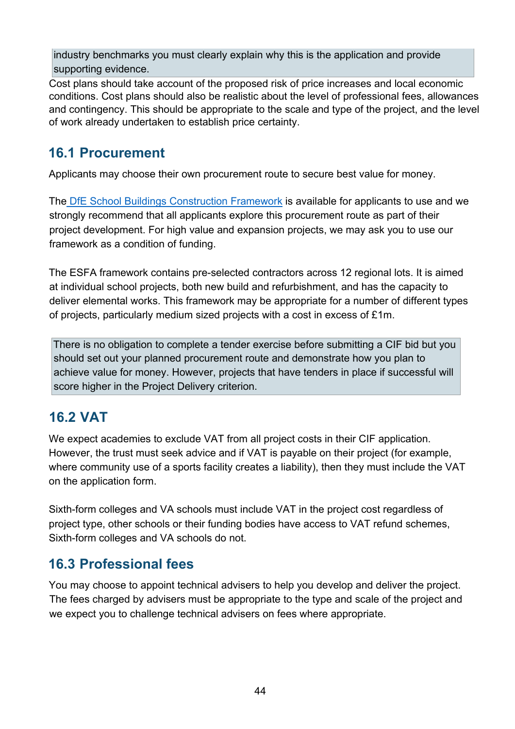industry benchmarks you must clearly explain why this is the application and provide supporting evidence.

Cost plans should take account of the proposed risk of price increases and local economic conditions. Cost plans should also be realistic about the level of professional fees, allowances and contingency. This should be appropriate to the scale and type of the project, and the level of work already undertaken to establish price certainty.

## 16.1 Procurement

Applicants may choose their own procurement route to secure best value for money.

The DfE School Buildings Construction Framework is available for applicants to use and we strongly recommend that all applicants explore this procurement route as part of their project development. For high value and expansion projects, we may ask you to use our framework as a condition of funding.

The ESFA framework contains pre-selected contractors across 12 regional lots. It is aimed at individual school projects, both new build and refurbishment, and has the capacity to deliver elemental works. This framework may be appropriate for a number of different types of projects, particularly medium sized projects with a cost in excess of £1m.

There is no obligation to complete a tender exercise before submitting a CIF bid but you should set out your planned procurement route and demonstrate how you plan to achieve value for money. However, projects that have tenders in place if successful will score higher in the Project Delivery criterion.

## 16.2 VAT

We expect academies to exclude VAT from all project costs in their CIF application. However, the trust must seek advice and if VAT is payable on their project (for example, where community use of a sports facility creates a liability), then they must include the VAT on the application form.

Sixth-form colleges and VA schools must include VAT in the project cost regardless of project type, other schools or their funding bodies have access to VAT refund schemes, Sixth-form colleges and VA schools do not.

## 16.3 Professional fees

You may choose to appoint technical advisers to help you develop and deliver the project. The fees charged by advisers must be appropriate to the type and scale of the project and we expect you to challenge technical advisers on fees where appropriate.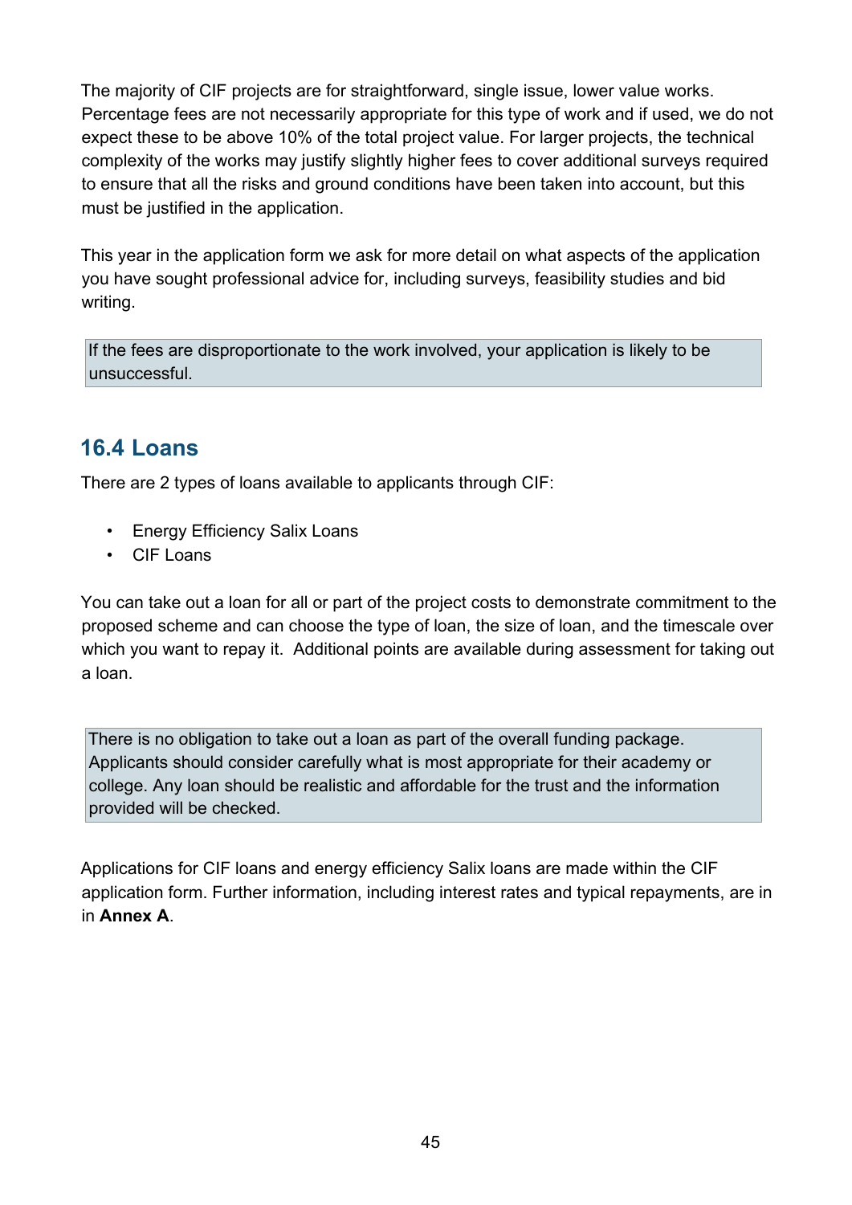The majority of CIF projects are for straightforward, single issue, lower value works. Percentage fees are not necessarily appropriate for this type of work and if used, we do not expect these to be above 10% of the total project value. For larger projects, the technical complexity of the works may justify slightly higher fees to cover additional surveys required to ensure that all the risks and ground conditions have been taken into account, but this must be justified in the application.

This year in the application form we ask for more detail on what aspects of the application you have sought professional advice for, including surveys, feasibility studies and bid writing.

> If the fees are disproportionate to the work involved, your application is likely to be unsuccessful.

## 16.4 Loans

There are 2 types of loans available to applicants through CIF:

- Energy Efficiency Salix Loans
- CIF Loans

You can take out a loan for all or part of the project costs to demonstrate commitment to the proposed scheme and can choose the type of loan, the size of loan, and the timescale over which you want to repay it. Additional points are available during assessment for taking out a loan.

> There is no obligation to take out a loan as part of the overall funding package. Applicants should consider carefully what is most appropriate for their academy or college. Any loan should be realistic and affordable for the trust and the information provided will be checked.

Applications for CIF loans and energy efficiency Salix loans are made within the CIF application form. Further information, including interest rates and typical repayments, are in in **Annex A**.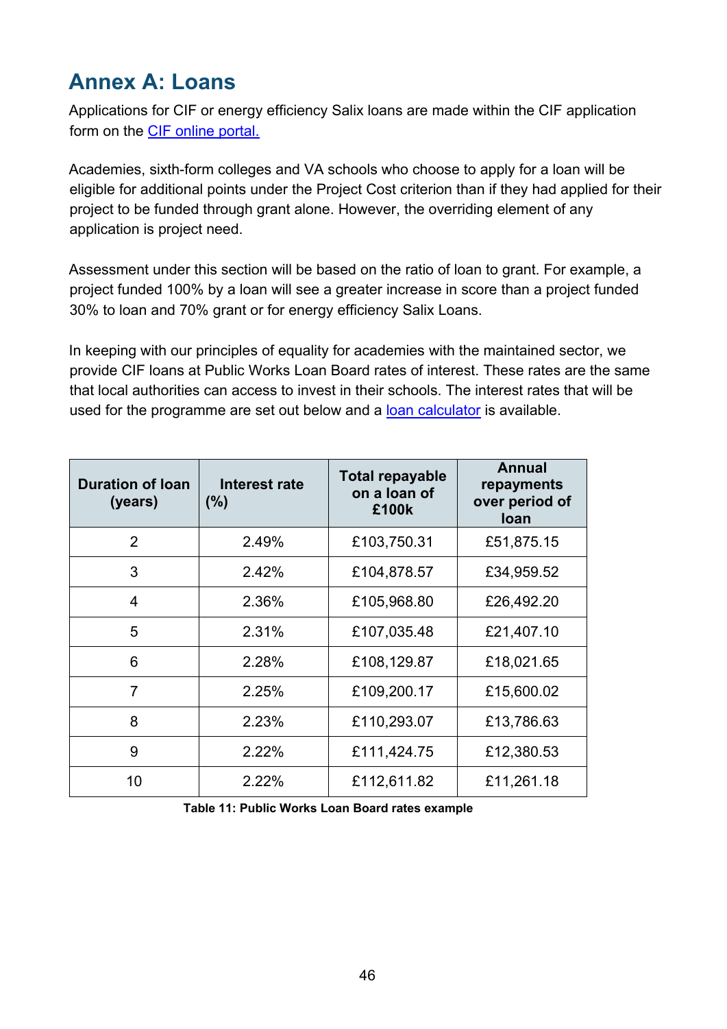## Annex A: Loans

Applications for CIF or energy efficiency Salix loans are made within the CIF application form on the CIF online portal.

Academies, sixth-form colleges and VA schools who choose to apply for a loan will be eligible for additional points under the Project Cost criterion than if they had applied for their project to be funded through grant alone. However, the overriding element of any application is project need.

Assessment under this section will be based on the ratio of loan to grant. For example, a project funded 100% by a loan will see a greater increase in score than a project funded 30% to loan and 70% grant or for energy efficiency Salix Loans.

In keeping with our principles of equality for academies with the maintained sector, we provide CIF loans at Public Works Loan Board rates of interest. These rates are the same that local authorities can access to invest in their schools. The interest rates that will be used for the programme are set out below and a loan calculator is available.

| Duration of loan (years) | Interest rate (%) | Total repayable on a loan of £100k | Annual repayments over period of loan |
|---|---|---|---|
| 2 | 2.49% | £103,750.31 | £51,875.15 |
| 3 | 2.42% | £104,878.57 | £34,959.52 |
| 4 | 2.36% | £105,968.80 | £26,492.20 |
| 5 | 2.31% | £107,035.48 | £21,407.10 |
| 6 | 2.28% | £108,129.87 | £18,021.65 |
| 7 | 2.25% | £109,200.17 | £15,600.02 |
| 8 | 2.23% | £110,293.07 | £13,786.63 |
| 9 | 2.22% | £111,424.75 | £12,380.53 |
| 10 | 2.22% | £112,611.82 | £11,261.18 |

**Table 11: Public Works Loan Board rates example**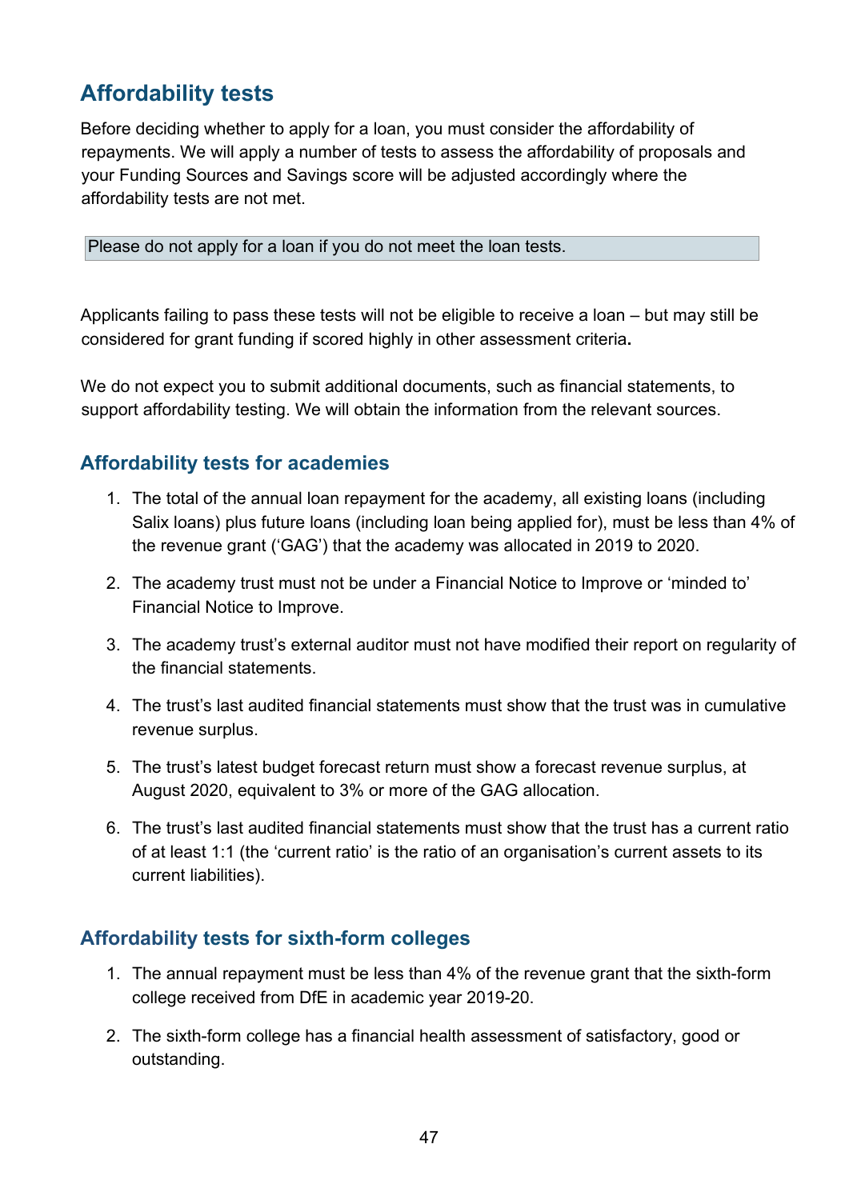## Affordability tests

Before deciding whether to apply for a loan, you must consider the affordability of repayments. We will apply a number of tests to assess the affordability of proposals and your Funding Sources and Savings score will be adjusted accordingly where the affordability tests are not met.

> Please do not apply for a loan if you do not meet the loan tests.

Applicants failing to pass these tests will not be eligible to receive a loan – but may still be considered for grant funding if scored highly in other assessment criteria**.**

We do not expect you to submit additional documents, such as financial statements, to support affordability testing. We will obtain the information from the relevant sources.

### Affordability tests for academies

1. The total of the annual loan repayment for the academy, all existing loans (including Salix loans) plus future loans (including loan being applied for), must be less than 4% of the revenue grant ('GAG') that the academy was allocated in 2019 to 2020.
2. The academy trust must not be under a Financial Notice to Improve or 'minded to' Financial Notice to Improve.
3. The academy trust's external auditor must not have modified their report on regularity of the financial statements.
4. The trust's last audited financial statements must show that the trust was in cumulative revenue surplus.
5. The trust's latest budget forecast return must show a forecast revenue surplus, at August 2020, equivalent to 3% or more of the GAG allocation.
6. The trust's last audited financial statements must show that the trust has a current ratio of at least 1:1 (the 'current ratio' is the ratio of an organisation's current assets to its current liabilities).

### Affordability tests for sixth-form colleges

1. The annual repayment must be less than 4% of the revenue grant that the sixth-form college received from DfE in academic year 2019-20.
2. The sixth-form college has a financial health assessment of satisfactory, good or outstanding.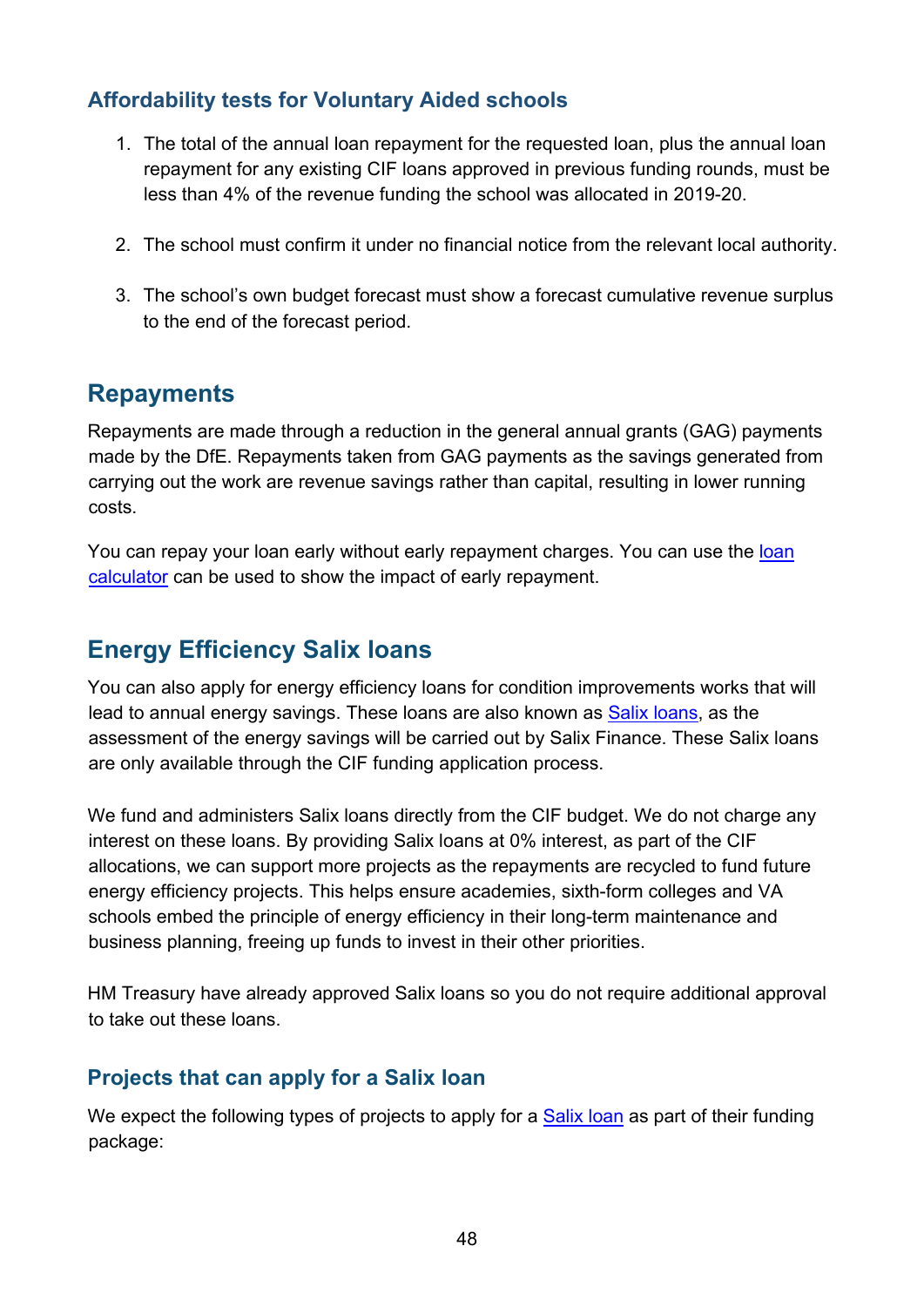### Affordability tests for Voluntary Aided schools

1. The total of the annual loan repayment for the requested loan, plus the annual loan repayment for any existing CIF loans approved in previous funding rounds, must be less than 4% of the revenue funding the school was allocated in 2019-20.
2. The school must confirm it under no financial notice from the relevant local authority.
3. The school's own budget forecast must show a forecast cumulative revenue surplus to the end of the forecast period.

## Repayments

Repayments are made through a reduction in the general annual grants (GAG) payments made by the DfE. Repayments taken from GAG payments as the savings generated from carrying out the work are revenue savings rather than capital, resulting in lower running costs.

You can repay your loan early without early repayment charges. You can use the loan calculator can be used to show the impact of early repayment.

## Energy Efficiency Salix loans

You can also apply for energy efficiency loans for condition improvements works that will lead to annual energy savings. These loans are also known as Salix loans, as the assessment of the energy savings will be carried out by Salix Finance. These Salix loans are only available through the CIF funding application process.

We fund and administers Salix loans directly from the CIF budget. We do not charge any interest on these loans. By providing Salix loans at 0% interest, as part of the CIF allocations, we can support more projects as the repayments are recycled to fund future energy efficiency projects. This helps ensure academies, sixth-form colleges and VA schools embed the principle of energy efficiency in their long-term maintenance and business planning, freeing up funds to invest in their other priorities.

HM Treasury have already approved Salix loans so you do not require additional approval to take out these loans.

### Projects that can apply for a Salix loan

We expect the following types of projects to apply for a Salix loan as part of their funding package: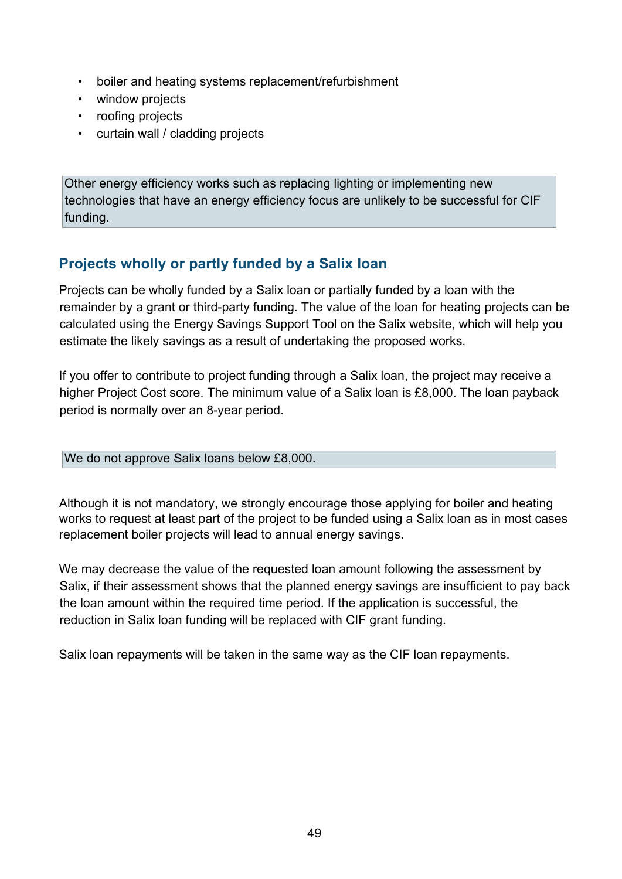- boiler and heating systems replacement/refurbishment
- window projects
- roofing projects
- curtain wall / cladding projects

> Other energy efficiency works such as replacing lighting or implementing new technologies that have an energy efficiency focus are unlikely to be successful for CIF funding.

## Projects wholly or partly funded by a Salix loan

Projects can be wholly funded by a Salix loan or partially funded by a loan with the remainder by a grant or third-party funding. The value of the loan for heating projects can be calculated using the Energy Savings Support Tool on the Salix website, which will help you estimate the likely savings as a result of undertaking the proposed works.

If you offer to contribute to project funding through a Salix loan, the project may receive a higher Project Cost score. The minimum value of a Salix loan is £8,000. The loan payback period is normally over an 8-year period.

> We do not approve Salix loans below £8,000.

Although it is not mandatory, we strongly encourage those applying for boiler and heating works to request at least part of the project to be funded using a Salix loan as in most cases replacement boiler projects will lead to annual energy savings.

We may decrease the value of the requested loan amount following the assessment by Salix, if their assessment shows that the planned energy savings are insufficient to pay back the loan amount within the required time period. If the application is successful, the reduction in Salix loan funding will be replaced with CIF grant funding.

Salix loan repayments will be taken in the same way as the CIF loan repayments.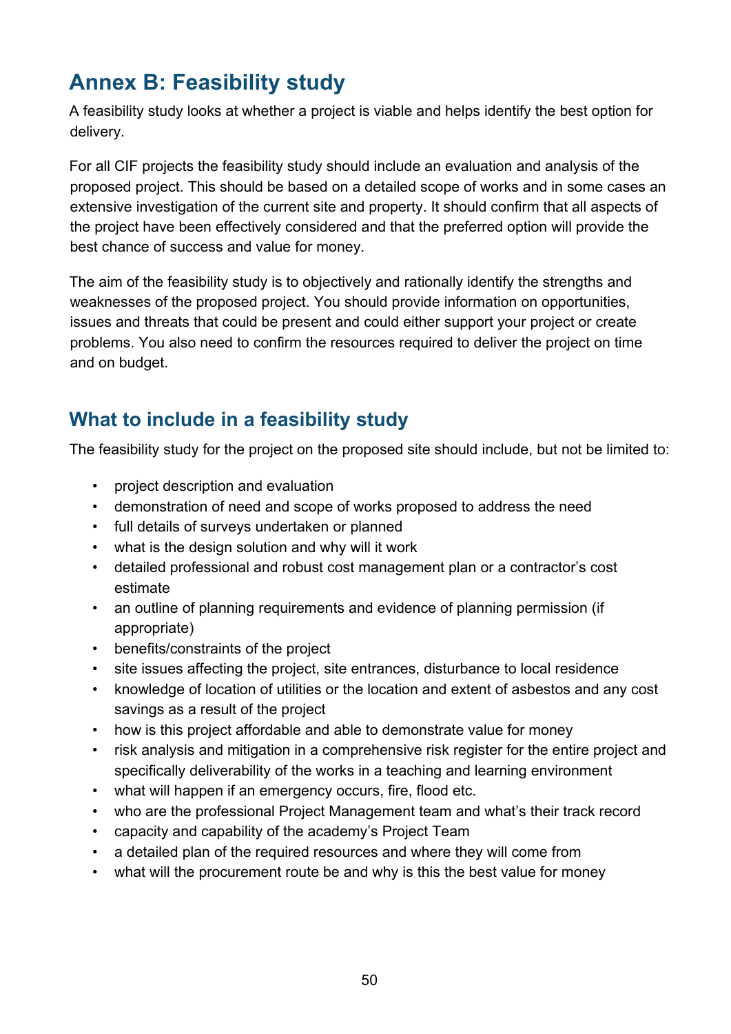# Annex B: Feasibility study

A feasibility study looks at whether a project is viable and helps identify the best option for delivery.

For all CIF projects the feasibility study should include an evaluation and analysis of the proposed project. This should be based on a detailed scope of works and in some cases an extensive investigation of the current site and property. It should confirm that all aspects of the project have been effectively considered and that the preferred option will provide the best chance of success and value for money.

The aim of the feasibility study is to objectively and rationally identify the strengths and weaknesses of the proposed project. You should provide information on opportunities, issues and threats that could be present and could either support your project or create problems. You also need to confirm the resources required to deliver the project on time and on budget.

## What to include in a feasibility study

The feasibility study for the project on the proposed site should include, but not be limited to:

- project description and evaluation
- demonstration of need and scope of works proposed to address the need
- full details of surveys undertaken or planned
- what is the design solution and why will it work
- detailed professional and robust cost management plan or a contractor's cost estimate
- an outline of planning requirements and evidence of planning permission (if appropriate)
- benefits/constraints of the project
- site issues affecting the project, site entrances, disturbance to local residence
- knowledge of location of utilities or the location and extent of asbestos and any cost savings as a result of the project
- how is this project affordable and able to demonstrate value for money
- risk analysis and mitigation in a comprehensive risk register for the entire project and specifically deliverability of the works in a teaching and learning environment
- what will happen if an emergency occurs, fire, flood etc.
- who are the professional Project Management team and what's their track record
- capacity and capability of the academy's Project Team
- a detailed plan of the required resources and where they will come from
- what will the procurement route be and why is this the best value for money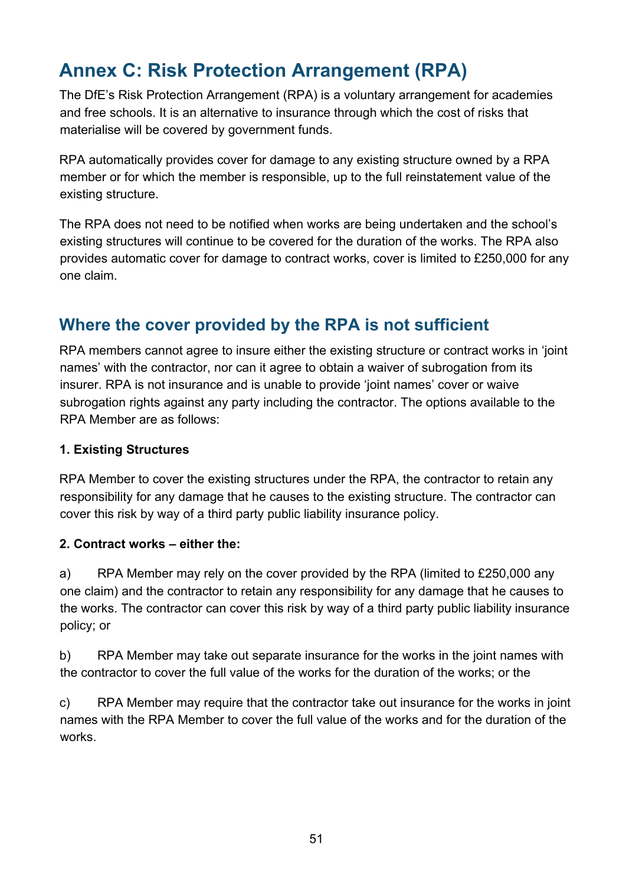# Annex C: Risk Protection Arrangement (RPA)

The DfE's Risk Protection Arrangement (RPA) is a voluntary arrangement for academies and free schools. It is an alternative to insurance through which the cost of risks that materialise will be covered by government funds.

RPA automatically provides cover for damage to any existing structure owned by a RPA member or for which the member is responsible, up to the full reinstatement value of the existing structure.

The RPA does not need to be notified when works are being undertaken and the school's existing structures will continue to be covered for the duration of the works. The RPA also provides automatic cover for damage to contract works, cover is limited to £250,000 for any one claim.

## Where the cover provided by the RPA is not sufficient

RPA members cannot agree to insure either the existing structure or contract works in 'joint names' with the contractor, nor can it agree to obtain a waiver of subrogation from its insurer. RPA is not insurance and is unable to provide 'joint names' cover or waive subrogation rights against any party including the contractor. The options available to the RPA Member are as follows:

**1. Existing Structures**

RPA Member to cover the existing structures under the RPA, the contractor to retain any responsibility for any damage that he causes to the existing structure. The contractor can cover this risk by way of a third party public liability insurance policy.

**2. Contract works – either the:**

a) RPA Member may rely on the cover provided by the RPA (limited to £250,000 any one claim) and the contractor to retain any responsibility for any damage that he causes to the works. The contractor can cover this risk by way of a third party public liability insurance policy; or

b) RPA Member may take out separate insurance for the works in the joint names with the contractor to cover the full value of the works for the duration of the works; or the

c) RPA Member may require that the contractor take out insurance for the works in joint names with the RPA Member to cover the full value of the works and for the duration of the works.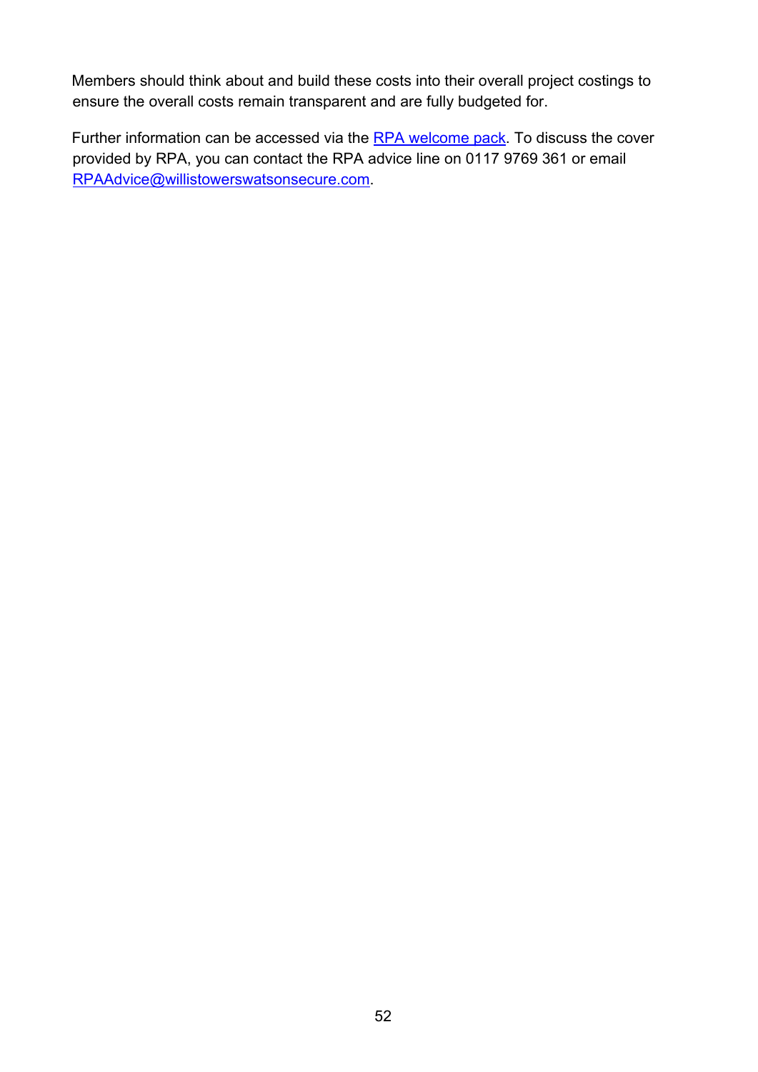Members should think about and build these costs into their overall project costings to ensure the overall costs remain transparent and are fully budgeted for.

Further information can be accessed via the RPA welcome pack. To discuss the cover provided by RPA, you can contact the RPA advice line on 0117 9769 361 or email RPAAdvice@willistowerswatsonsecure.com.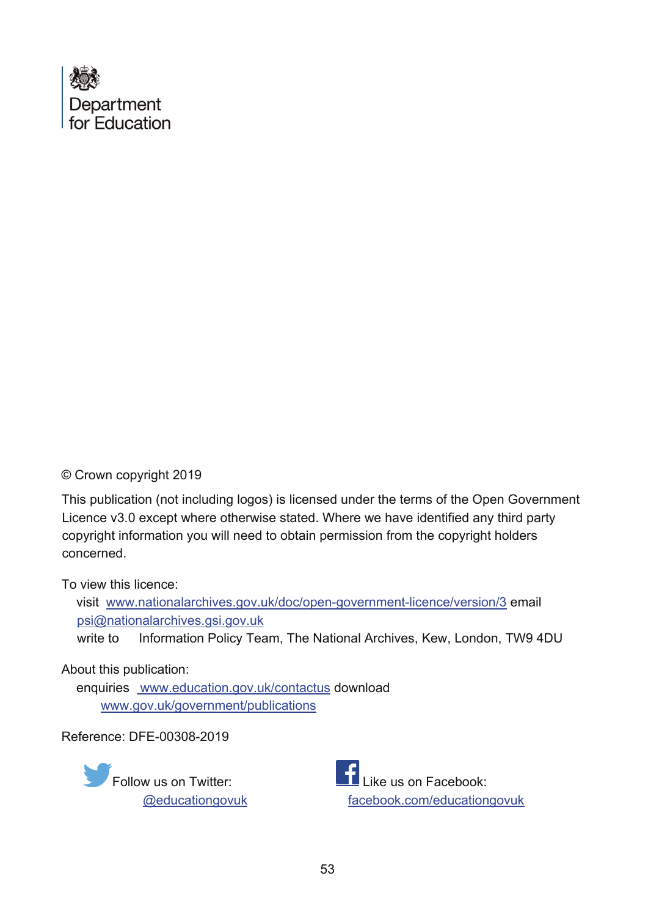Department for Education

© Crown copyright 2019

This publication (not including logos) is licensed under the terms of the Open Government Licence v3.0 except where otherwise stated. Where we have identified any third party copyright information you will need to obtain permission from the copyright holders concerned.

To view this licence:

visit www.nationalarchives.gov.uk/doc/open-government-licence/version/3 email psi@nationalarchives.gsi.gov.uk

write to Information Policy Team, The National Archives, Kew, London, TW9 4DU

About this publication:

enquiries www.education.gov.uk/contactus download www.gov.uk/government/publications

Reference: DFE-00308-2019

Follow us on Twitter: @educationgovuk

Like us on Facebook: facebook.com/educationgovuk